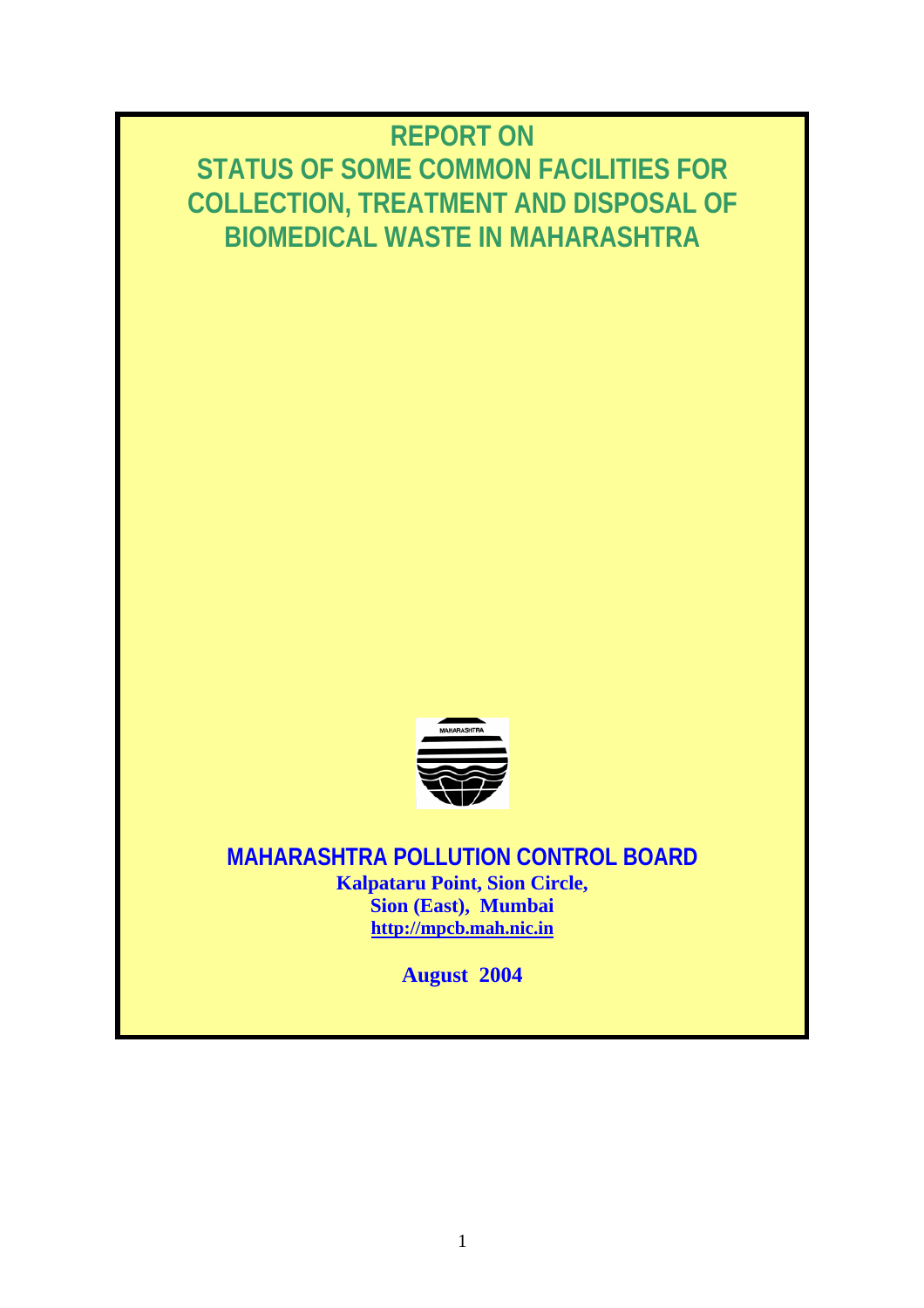# REPORT ON STATUS OF SOME COMMON FACILITIES FOR COLLECTION, TREATMENT AND DISPOSAL OF BIOMEDICAL WASTE IN MAHARASHTRA

## MAHARASHTRA POLLUTION CONTROL BOARD

**Kalpataru Point, Sion Circle,**
**Sion (East), Mumbai**
**http://mpcb.mah.nic.in**

**August 2004**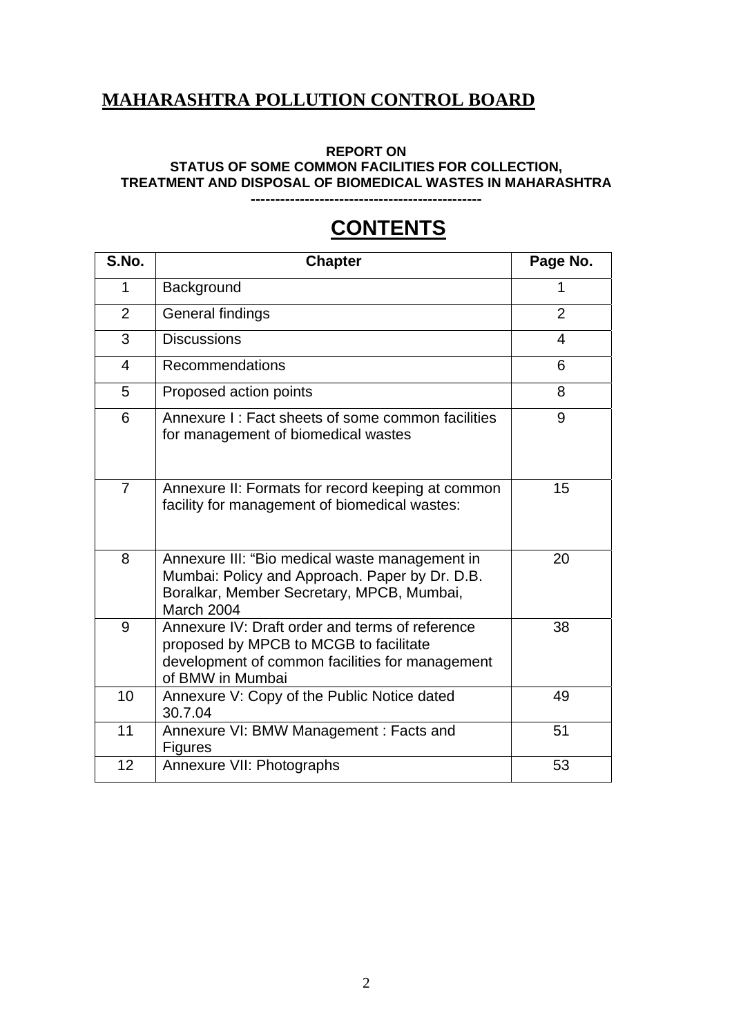# MAHARASHTRA POLLUTION CONTROL BOARD

**REPORT ON**
**STATUS OF SOME COMMON FACILITIES FOR COLLECTION, TREATMENT AND DISPOSAL OF BIOMEDICAL WASTES IN MAHARASHTRA**

---

## CONTENTS

| S.No. | Chapter | Page No. |
|---|---|---|
| 1 | Background | 1 |
| 2 | General findings | 2 |
| 3 | Discussions | 4 |
| 4 | Recommendations | 6 |
| 5 | Proposed action points | 8 |
| 6 | Annexure I : Fact sheets of some common facilities for management of biomedical wastes | 9 |
| 7 | Annexure II: Formats for record keeping at common facility for management of biomedical wastes: | 15 |
| 8 | Annexure III: "Bio medical waste management in Mumbai: Policy and Approach. Paper by Dr. D.B. Boralkar, Member Secretary, MPCB, Mumbai, March 2004 | 20 |
| 9 | Annexure IV: Draft order and terms of reference proposed by MPCB to MCGB to facilitate development of common facilities for management of BMW in Mumbai | 38 |
| 10 | Annexure V: Copy of the Public Notice dated 30.7.04 | 49 |
| 11 | Annexure VI: BMW Management : Facts and Figures | 51 |
| 12 | Annexure VII: Photographs | 53 |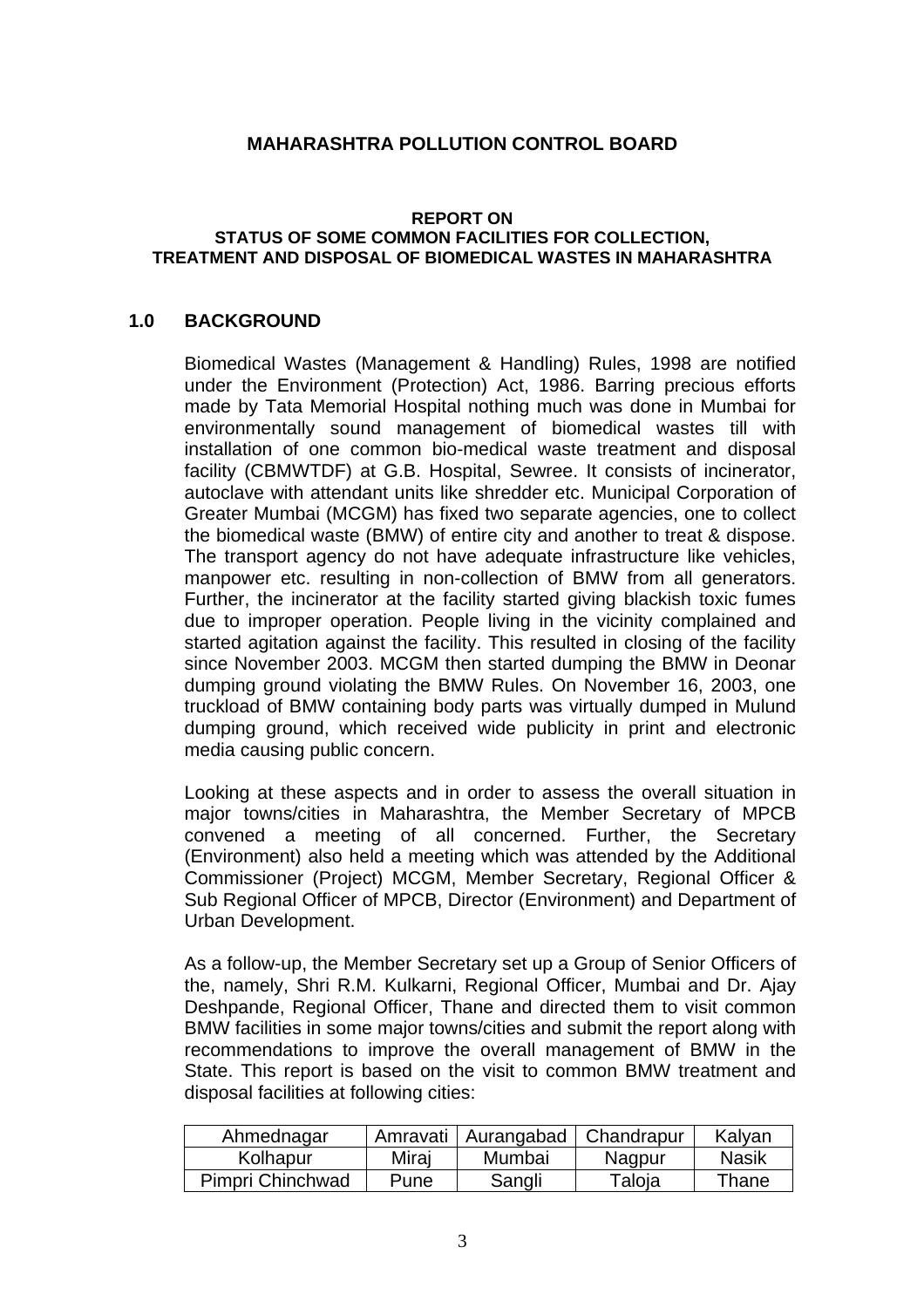**MAHARASHTRA POLLUTION CONTROL BOARD**

**REPORT ON**
**STATUS OF SOME COMMON FACILITIES FOR COLLECTION, TREATMENT AND DISPOSAL OF BIOMEDICAL WASTES IN MAHARASHTRA**

## 1.0 BACKGROUND

Biomedical Wastes (Management & Handling) Rules, 1998 are notified under the Environment (Protection) Act, 1986. Barring precious efforts made by Tata Memorial Hospital nothing much was done in Mumbai for environmentally sound management of biomedical wastes till with installation of one common bio-medical waste treatment and disposal facility (CBMWTDF) at G.B. Hospital, Sewree. It consists of incinerator, autoclave with attendant units like shredder etc. Municipal Corporation of Greater Mumbai (MCGM) has fixed two separate agencies, one to collect the biomedical waste (BMW) of entire city and another to treat & dispose. The transport agency do not have adequate infrastructure like vehicles, manpower etc. resulting in non-collection of BMW from all generators. Further, the incinerator at the facility started giving blackish toxic fumes due to improper operation. People living in the vicinity complained and started agitation against the facility. This resulted in closing of the facility since November 2003. MCGM then started dumping the BMW in Deonar dumping ground violating the BMW Rules. On November 16, 2003, one truckload of BMW containing body parts was virtually dumped in Mulund dumping ground, which received wide publicity in print and electronic media causing public concern.

Looking at these aspects and in order to assess the overall situation in major towns/cities in Maharashtra, the Member Secretary of MPCB convened a meeting of all concerned. Further, the Secretary (Environment) also held a meeting which was attended by the Additional Commissioner (Project) MCGM, Member Secretary, Regional Officer & Sub Regional Officer of MPCB, Director (Environment) and Department of Urban Development.

As a follow-up, the Member Secretary set up a Group of Senior Officers of the, namely, Shri R.M. Kulkarni, Regional Officer, Mumbai and Dr. Ajay Deshpande, Regional Officer, Thane and directed them to visit common BMW facilities in some major towns/cities and submit the report along with recommendations to improve the overall management of BMW in the State. This report is based on the visit to common BMW treatment and disposal facilities at following cities:

| Ahmednagar | Amravati | Aurangabad | Chandrapur | Kalyan |
|---|---|---|---|---|
| Kolhapur | Miraj | Mumbai | Nagpur | Nasik |
| Pimpri Chinchwad | Pune | Sangli | Taloja | Thane |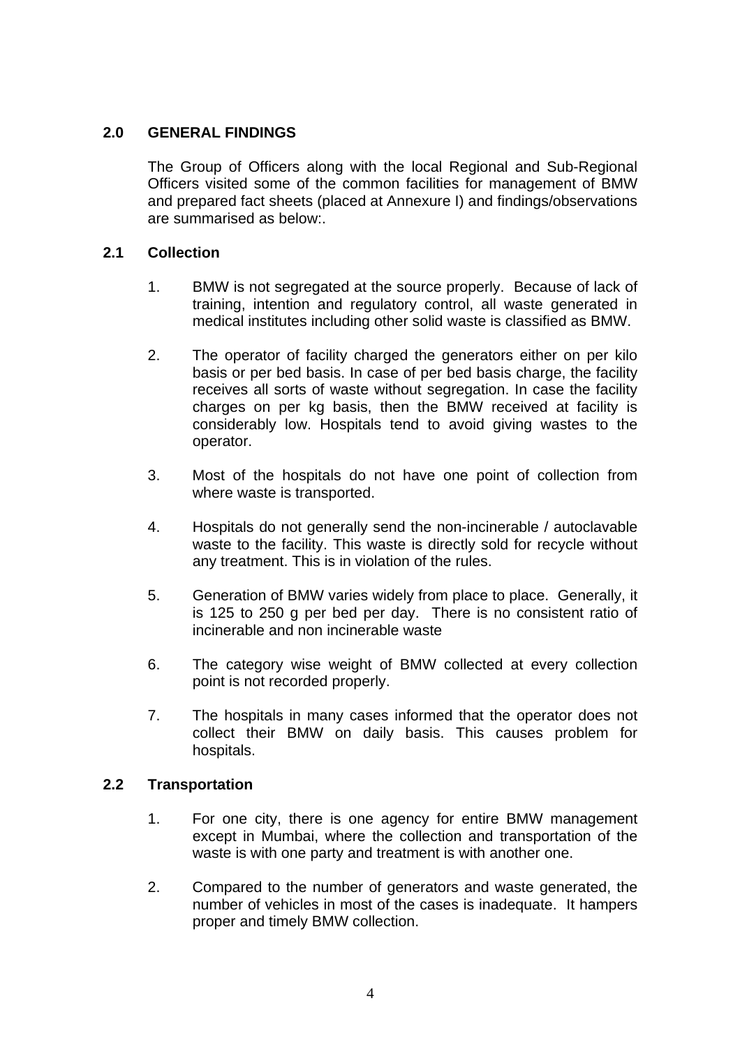## 2.0 GENERAL FINDINGS

The Group of Officers along with the local Regional and Sub-Regional Officers visited some of the common facilities for management of BMW and prepared fact sheets (placed at Annexure I) and findings/observations are summarised as below:.

### 2.1 Collection

1. BMW is not segregated at the source properly. Because of lack of training, intention and regulatory control, all waste generated in medical institutes including other solid waste is classified as BMW.

2. The operator of facility charged the generators either on per kilo basis or per bed basis. In case of per bed basis charge, the facility receives all sorts of waste without segregation. In case the facility charges on per kg basis, then the BMW received at facility is considerably low. Hospitals tend to avoid giving wastes to the operator.

3. Most of the hospitals do not have one point of collection from where waste is transported.

4. Hospitals do not generally send the non-incinerable / autoclavable waste to the facility. This waste is directly sold for recycle without any treatment. This is in violation of the rules.

5. Generation of BMW varies widely from place to place. Generally, it is 125 to 250 g per bed per day. There is no consistent ratio of incinerable and non incinerable waste

6. The category wise weight of BMW collected at every collection point is not recorded properly.

7. The hospitals in many cases informed that the operator does not collect their BMW on daily basis. This causes problem for hospitals.

### 2.2 Transportation

1. For one city, there is one agency for entire BMW management except in Mumbai, where the collection and transportation of the waste is with one party and treatment is with another one.

2. Compared to the number of generators and waste generated, the number of vehicles in most of the cases is inadequate. It hampers proper and timely BMW collection.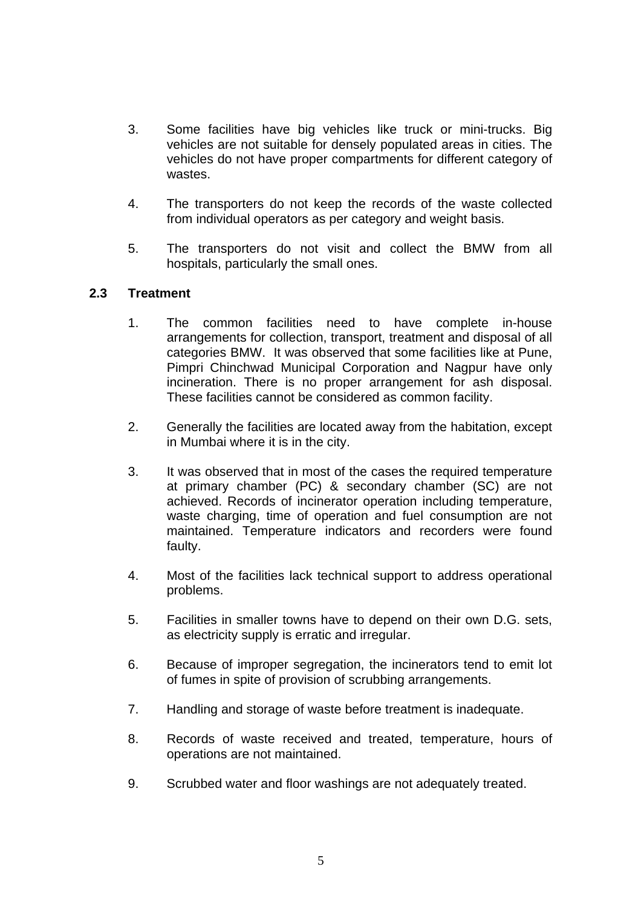3. Some facilities have big vehicles like truck or mini-trucks. Big vehicles are not suitable for densely populated areas in cities. The vehicles do not have proper compartments for different category of wastes.

4. The transporters do not keep the records of the waste collected from individual operators as per category and weight basis.

5. The transporters do not visit and collect the BMW from all hospitals, particularly the small ones.

### 2.3 Treatment

1. The common facilities need to have complete in-house arrangements for collection, transport, treatment and disposal of all categories BMW. It was observed that some facilities like at Pune, Pimpri Chinchwad Municipal Corporation and Nagpur have only incineration. There is no proper arrangement for ash disposal. These facilities cannot be considered as common facility.

2. Generally the facilities are located away from the habitation, except in Mumbai where it is in the city.

3. It was observed that in most of the cases the required temperature at primary chamber (PC) & secondary chamber (SC) are not achieved. Records of incinerator operation including temperature, waste charging, time of operation and fuel consumption are not maintained. Temperature indicators and recorders were found faulty.

4. Most of the facilities lack technical support to address operational problems.

5. Facilities in smaller towns have to depend on their own D.G. sets, as electricity supply is erratic and irregular.

6. Because of improper segregation, the incinerators tend to emit lot of fumes in spite of provision of scrubbing arrangements.

7. Handling and storage of waste before treatment is inadequate.

8. Records of waste received and treated, temperature, hours of operations are not maintained.

9. Scrubbed water and floor washings are not adequately treated.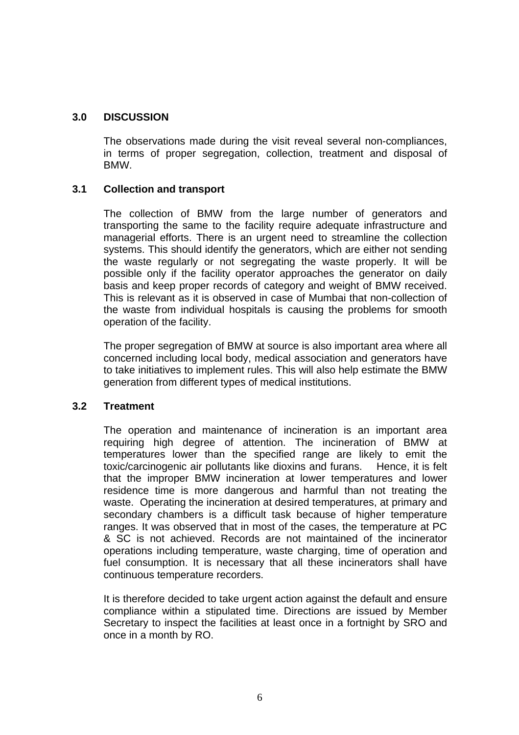## 3.0 DISCUSSION

The observations made during the visit reveal several non-compliances, in terms of proper segregation, collection, treatment and disposal of BMW.

### 3.1 Collection and transport

The collection of BMW from the large number of generators and transporting the same to the facility require adequate infrastructure and managerial efforts. There is an urgent need to streamline the collection systems. This should identify the generators, which are either not sending the waste regularly or not segregating the waste properly. It will be possible only if the facility operator approaches the generator on daily basis and keep proper records of category and weight of BMW received. This is relevant as it is observed in case of Mumbai that non-collection of the waste from individual hospitals is causing the problems for smooth operation of the facility.

The proper segregation of BMW at source is also important area where all concerned including local body, medical association and generators have to take initiatives to implement rules. This will also help estimate the BMW generation from different types of medical institutions.

### 3.2 Treatment

The operation and maintenance of incineration is an important area requiring high degree of attention. The incineration of BMW at temperatures lower than the specified range are likely to emit the toxic/carcinogenic air pollutants like dioxins and furans. Hence, it is felt that the improper BMW incineration at lower temperatures and lower residence time is more dangerous and harmful than not treating the waste. Operating the incineration at desired temperatures, at primary and secondary chambers is a difficult task because of higher temperature ranges. It was observed that in most of the cases, the temperature at PC & SC is not achieved. Records are not maintained of the incinerator operations including temperature, waste charging, time of operation and fuel consumption. It is necessary that all these incinerators shall have continuous temperature recorders.

It is therefore decided to take urgent action against the default and ensure compliance within a stipulated time. Directions are issued by Member Secretary to inspect the facilities at least once in a fortnight by SRO and once in a month by RO.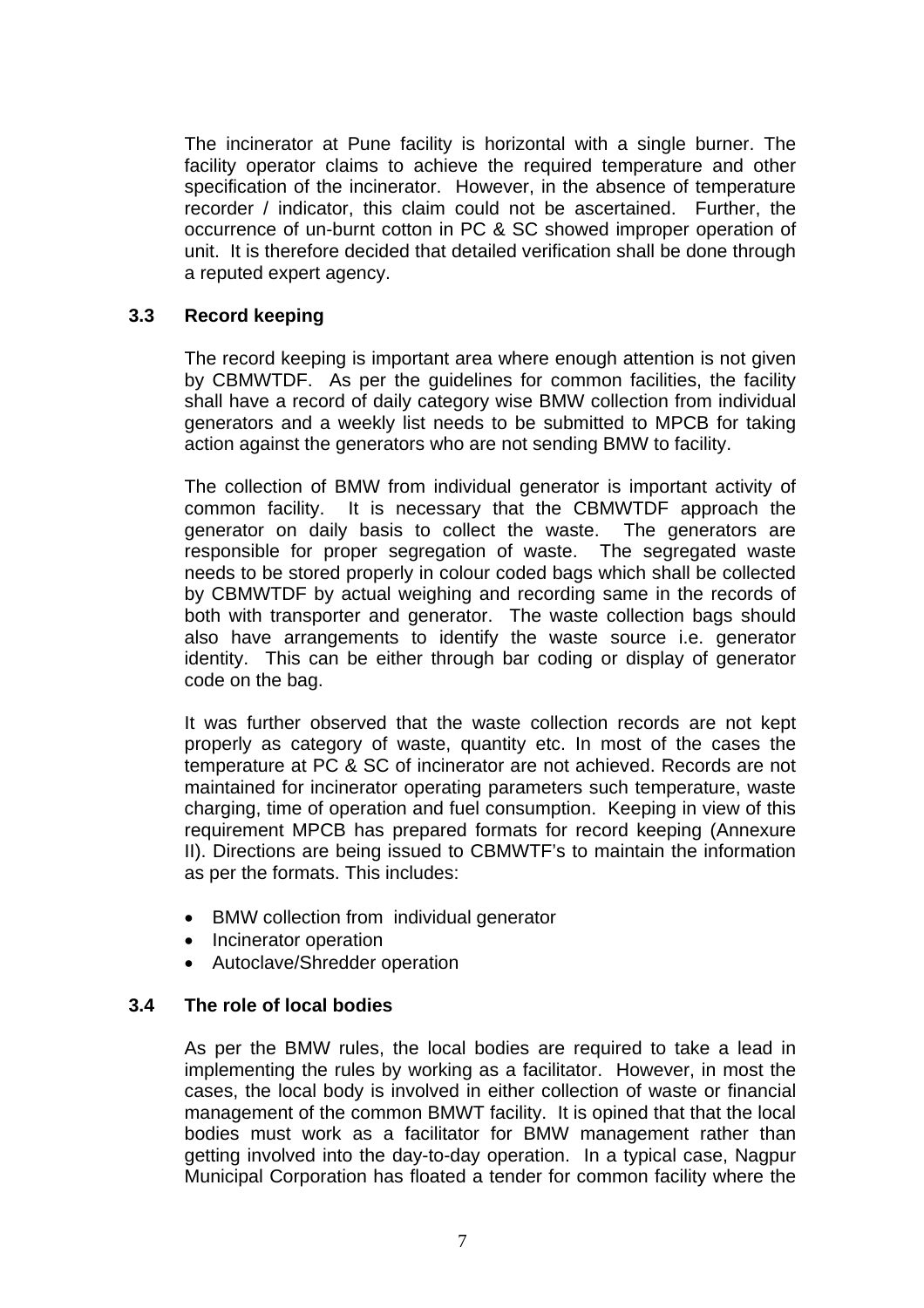The incinerator at Pune facility is horizontal with a single burner. The facility operator claims to achieve the required temperature and other specification of the incinerator. However, in the absence of temperature recorder / indicator, this claim could not be ascertained. Further, the occurrence of un-burnt cotton in PC & SC showed improper operation of unit. It is therefore decided that detailed verification shall be done through a reputed expert agency.

### 3.3 Record keeping

The record keeping is important area where enough attention is not given by CBMWTDF. As per the guidelines for common facilities, the facility shall have a record of daily category wise BMW collection from individual generators and a weekly list needs to be submitted to MPCB for taking action against the generators who are not sending BMW to facility.

The collection of BMW from individual generator is important activity of common facility. It is necessary that the CBMWTDF approach the generator on daily basis to collect the waste. The generators are responsible for proper segregation of waste. The segregated waste needs to be stored properly in colour coded bags which shall be collected by CBMWTDF by actual weighing and recording same in the records of both with transporter and generator. The waste collection bags should also have arrangements to identify the waste source i.e. generator identity. This can be either through bar coding or display of generator code on the bag.

It was further observed that the waste collection records are not kept properly as category of waste, quantity etc. In most of the cases the temperature at PC & SC of incinerator are not achieved. Records are not maintained for incinerator operating parameters such temperature, waste charging, time of operation and fuel consumption. Keeping in view of this requirement MPCB has prepared formats for record keeping (Annexure II). Directions are being issued to CBMWTF's to maintain the information as per the formats. This includes:

- BMW collection from individual generator
- Incinerator operation
- Autoclave/Shredder operation

### 3.4 The role of local bodies

As per the BMW rules, the local bodies are required to take a lead in implementing the rules by working as a facilitator. However, in most the cases, the local body is involved in either collection of waste or financial management of the common BMWT facility. It is opined that that the local bodies must work as a facilitator for BMW management rather than getting involved into the day-to-day operation. In a typical case, Nagpur Municipal Corporation has floated a tender for common facility where the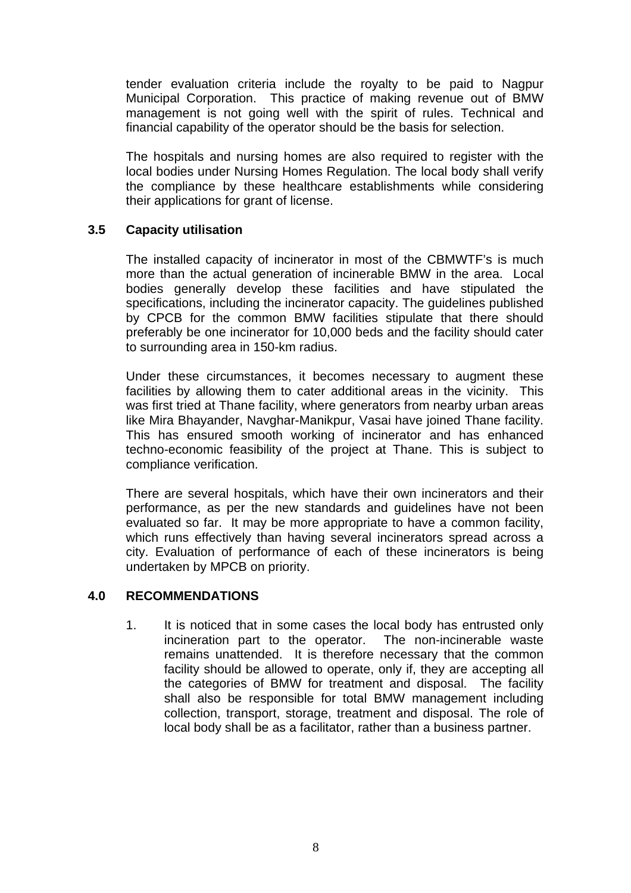tender evaluation criteria include the royalty to be paid to Nagpur Municipal Corporation. This practice of making revenue out of BMW management is not going well with the spirit of rules. Technical and financial capability of the operator should be the basis for selection.

The hospitals and nursing homes are also required to register with the local bodies under Nursing Homes Regulation. The local body shall verify the compliance by these healthcare establishments while considering their applications for grant of license.

### 3.5 Capacity utilisation

The installed capacity of incinerator in most of the CBMWTF's is much more than the actual generation of incinerable BMW in the area. Local bodies generally develop these facilities and have stipulated the specifications, including the incinerator capacity. The guidelines published by CPCB for the common BMW facilities stipulate that there should preferably be one incinerator for 10,000 beds and the facility should cater to surrounding area in 150-km radius.

Under these circumstances, it becomes necessary to augment these facilities by allowing them to cater additional areas in the vicinity. This was first tried at Thane facility, where generators from nearby urban areas like Mira Bhayander, Navghar-Manikpur, Vasai have joined Thane facility. This has ensured smooth working of incinerator and has enhanced techno-economic feasibility of the project at Thane. This is subject to compliance verification.

There are several hospitals, which have their own incinerators and their performance, as per the new standards and guidelines have not been evaluated so far. It may be more appropriate to have a common facility, which runs effectively than having several incinerators spread across a city. Evaluation of performance of each of these incinerators is being undertaken by MPCB on priority.

## 4.0 RECOMMENDATIONS

1. It is noticed that in some cases the local body has entrusted only incineration part to the operator. The non-incinerable waste remains unattended. It is therefore necessary that the common facility should be allowed to operate, only if, they are accepting all the categories of BMW for treatment and disposal. The facility shall also be responsible for total BMW management including collection, transport, storage, treatment and disposal. The role of local body shall be as a facilitator, rather than a business partner.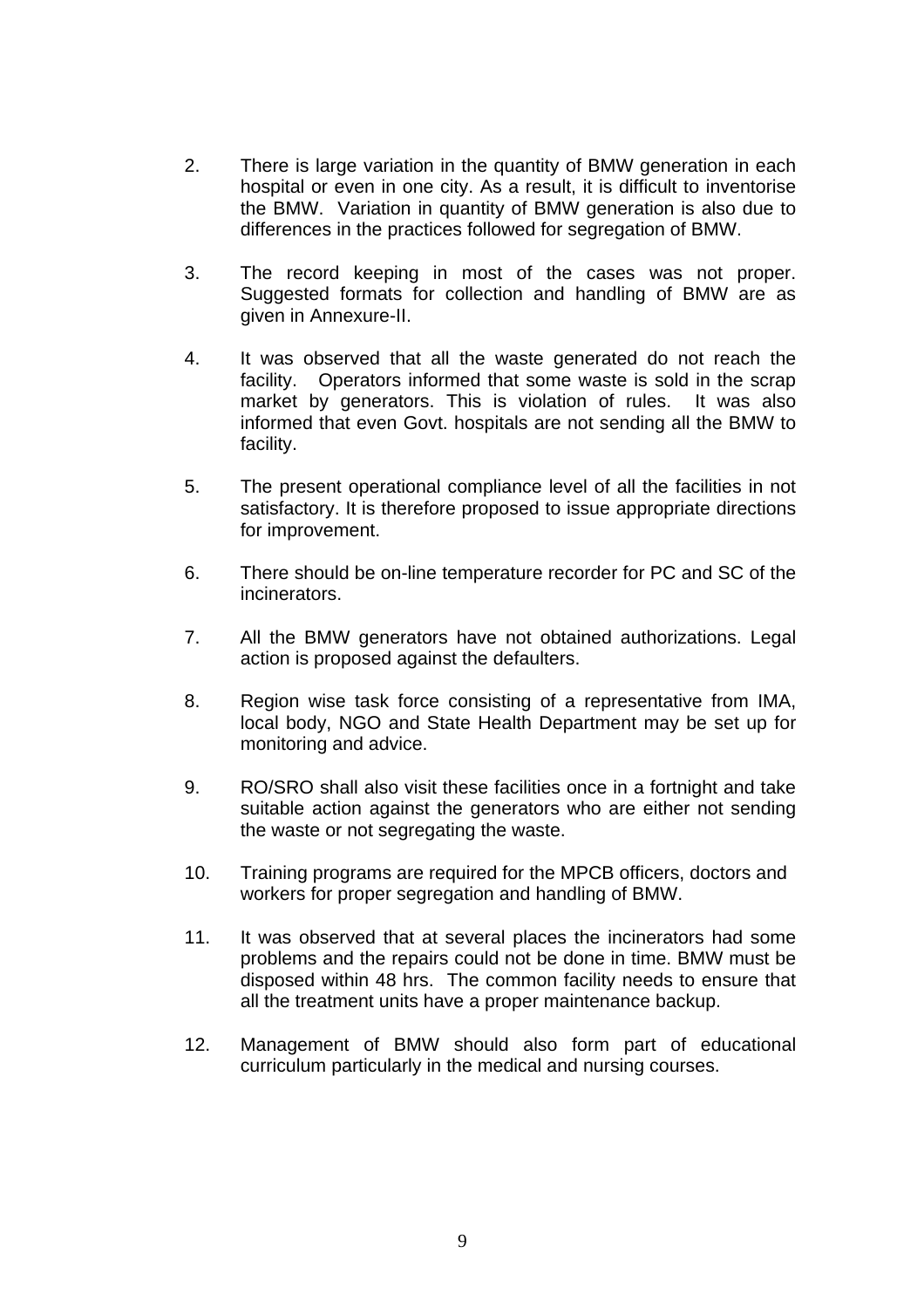2. There is large variation in the quantity of BMW generation in each hospital or even in one city. As a result, it is difficult to inventorise the BMW. Variation in quantity of BMW generation is also due to differences in the practices followed for segregation of BMW.

3. The record keeping in most of the cases was not proper. Suggested formats for collection and handling of BMW are as given in Annexure-II.

4. It was observed that all the waste generated do not reach the facility. Operators informed that some waste is sold in the scrap market by generators. This is violation of rules. It was also informed that even Govt. hospitals are not sending all the BMW to facility.

5. The present operational compliance level of all the facilities in not satisfactory. It is therefore proposed to issue appropriate directions for improvement.

6. There should be on-line temperature recorder for PC and SC of the incinerators.

7. All the BMW generators have not obtained authorizations. Legal action is proposed against the defaulters.

8. Region wise task force consisting of a representative from IMA, local body, NGO and State Health Department may be set up for monitoring and advice.

9. RO/SRO shall also visit these facilities once in a fortnight and take suitable action against the generators who are either not sending the waste or not segregating the waste.

10. Training programs are required for the MPCB officers, doctors and workers for proper segregation and handling of BMW.

11. It was observed that at several places the incinerators had some problems and the repairs could not be done in time. BMW must be disposed within 48 hrs. The common facility needs to ensure that all the treatment units have a proper maintenance backup.

12. Management of BMW should also form part of educational curriculum particularly in the medical and nursing courses.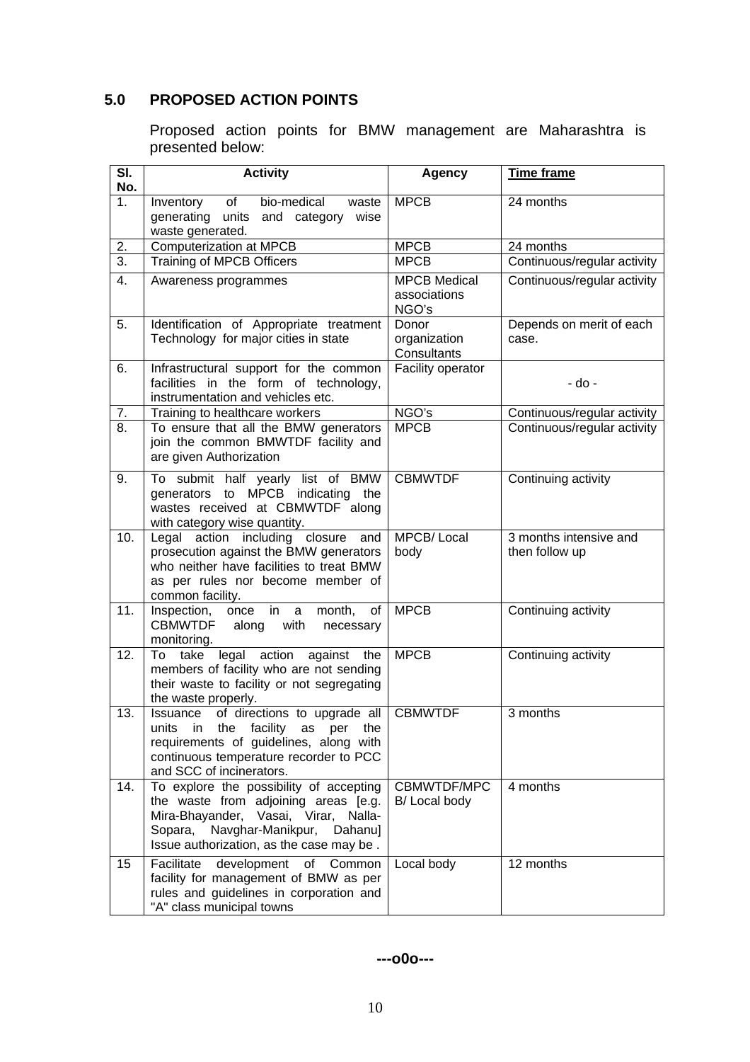## 5.0 PROPOSED ACTION POINTS

Proposed action points for BMW management are Maharashtra is presented below:

| Sl. No. | Activity | Agency | Time frame |
|---|---|---|---|
| 1. | Inventory of bio-medical waste generating units and category wise waste generated. | MPCB | 24 months |
| 2. | Computerization at MPCB | MPCB | 24 months |
| 3. | Training of MPCB Officers | MPCB | Continuous/regular activity |
| 4. | Awareness programmes | MPCB Medical associations NGO's | Continuous/regular activity |
| 5. | Identification of Appropriate treatment Technology for major cities in state | Donor organization Consultants | Depends on merit of each case. |
| 6. | Infrastructural support for the common facilities in the form of technology, instrumentation and vehicles etc. | Facility operator | - do - |
| 7. | Training to healthcare workers | NGO's | Continuous/regular activity |
| 8. | To ensure that all the BMW generators join the common BMWTDF facility and are given Authorization | MPCB | Continuous/regular activity |
| 9. | To submit half yearly list of BMW generators to MPCB indicating the wastes received at CBMWTDF along with category wise quantity. | CBMWTDF | Continuing activity |
| 10. | Legal action including closure and prosecution against the BMW generators who neither have facilities to treat BMW as per rules nor become member of common facility. | MPCB/ Local body | 3 months intensive and then follow up |
| 11. | Inspection, once in a month, of CBMWTDF along with necessary monitoring. | MPCB | Continuing activity |
| 12. | To take legal action against the members of facility who are not sending their waste to facility or not segregating the waste properly. | MPCB | Continuing activity |
| 13. | Issuance of directions to upgrade all units in the facility as per the requirements of guidelines, along with continuous temperature recorder to PCC and SCC of incinerators. | CBMWTDF | 3 months |
| 14. | To explore the possibility of accepting the waste from adjoining areas [e.g. Mira-Bhayander, Vasai, Virar, Nalla-Sopara, Navghar-Manikpur, Dahanu] Issue authorization, as the case may be . | CBMWTDF/MPCB/ Local body | 4 months |
| 15 | Facilitate development of Common facility for management of BMW as per rules and guidelines in corporation and "A" class municipal towns | Local body | 12 months |

---o0o---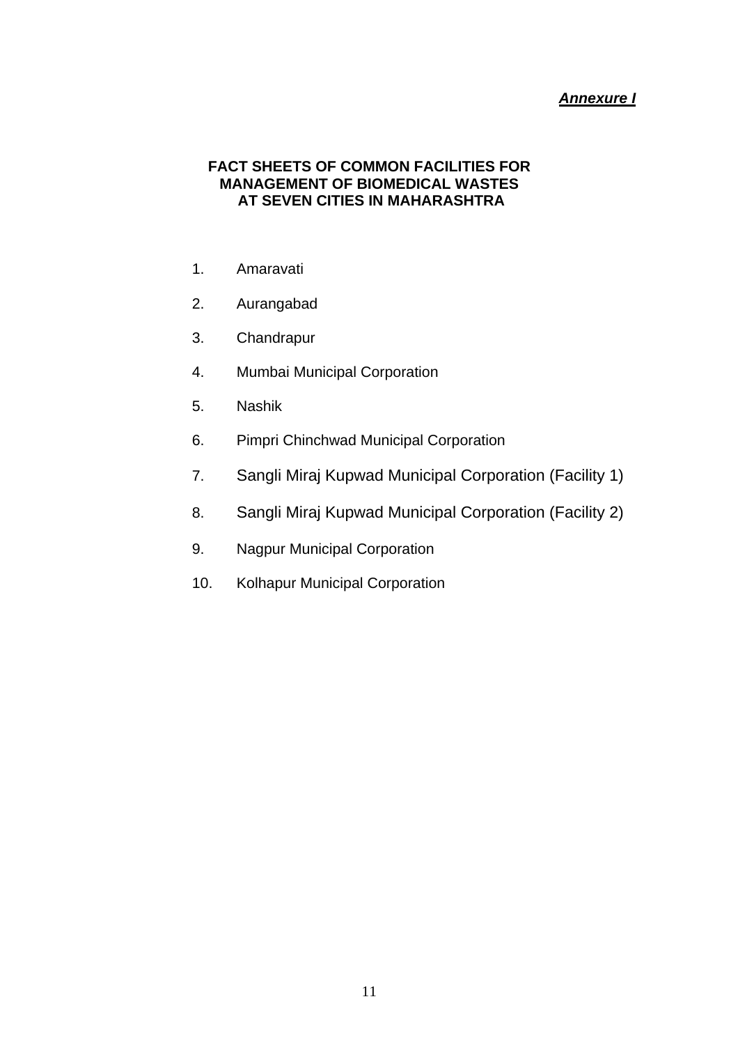***Annexure I***

**FACT SHEETS OF COMMON FACILITIES FOR MANAGEMENT OF BIOMEDICAL WASTES AT SEVEN CITIES IN MAHARASHTRA**

1. Amaravati
2. Aurangabad
3. Chandrapur
4. Mumbai Municipal Corporation
5. Nashik
6. Pimpri Chinchwad Municipal Corporation
7. Sangli Miraj Kupwad Municipal Corporation (Facility 1)
8. Sangli Miraj Kupwad Municipal Corporation (Facility 2)
9. Nagpur Municipal Corporation
10. Kolhapur Municipal Corporation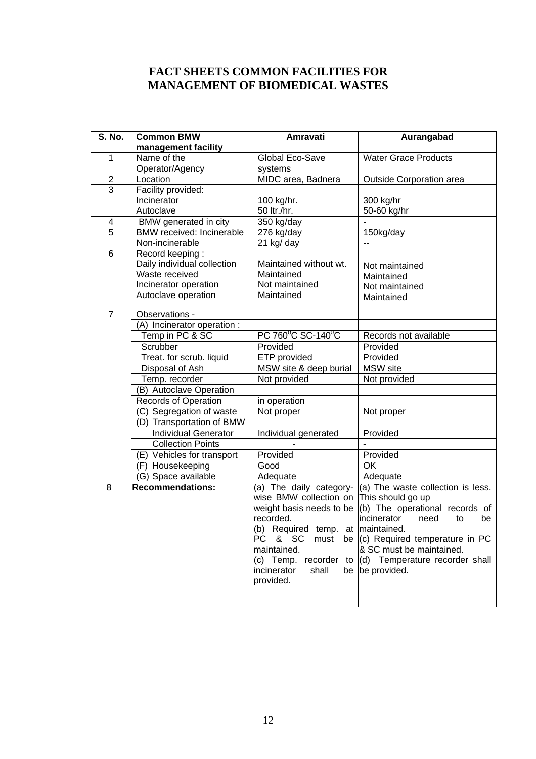# FACT SHEETS COMMON FACILITIES FOR MANAGEMENT OF BIOMEDICAL WASTES

| S. No. | Common BMW management facility | Amravati | Aurangabad |
|---|---|---|---|
| 1 | Name of the Operator/Agency | Global Eco-Save systems | Water Grace Products |
| 2 | Location | MIDC area, Badnera | Outside Corporation area |
| 3 | Facility provided:<br>Incinerator<br>Autoclave | <br>100 kg/hr.<br>50 ltr./hr. | <br>300 kg/hr<br>50-60 kg/hr |
| 4 | BMW generated in city | 350 kg/day | - |
| 5 | BMW received: Incinerable<br>Non-incinerable | 276 kg/day<br>21 kg/ day | 150kg/day<br>-- |
| 6 | Record keeping :<br>Daily individual collection<br>Waste received<br>Incinerator operation<br>Autoclave operation | <br>Maintained without wt.<br>Maintained<br>Not maintained<br>Maintained | <br>Not maintained<br>Maintained<br>Not maintained<br>Maintained |
| 7 | Observations - | | |
| | (A) Incinerator operation : | | |
| | Temp in PC & SC | PC 760$^{0}$C SC-140$^{0}$C | Records not available |
| | Scrubber | Provided | Provided |
| | Treat. for scrub. liquid | ETP provided | Provided |
| | Disposal of Ash | MSW site & deep burial | MSW site |
| | Temp. recorder | Not provided | Not provided |
| | (B) Autoclave Operation | | |
| | Records of Operation | in operation | |
| | (C) Segregation of waste | Not proper | Not proper |
| | (D) Transportation of BMW | | |
| | Individual Generator | Individual generated | Provided |
| | Collection Points | - | - |
| | (E) Vehicles for transport | Provided | Provided |
| | (F) Housekeeping | Good | OK |
| | (G) Space available | Adequate | Adequate |
| 8 | **Recommendations:** | (a) The daily category-wise BMW collection on weight basis needs to be recorded.<br>(b) Required temp. at PC & SC must be maintained.<br>(c) Temp. recorder to incinerator shall be provided. | (a) The waste collection is less. This should go up<br>(b) The operational records of incinerator need to be maintained.<br>(c) Required temperature in PC & SC must be maintained.<br>(d) Temperature recorder shall be provided. |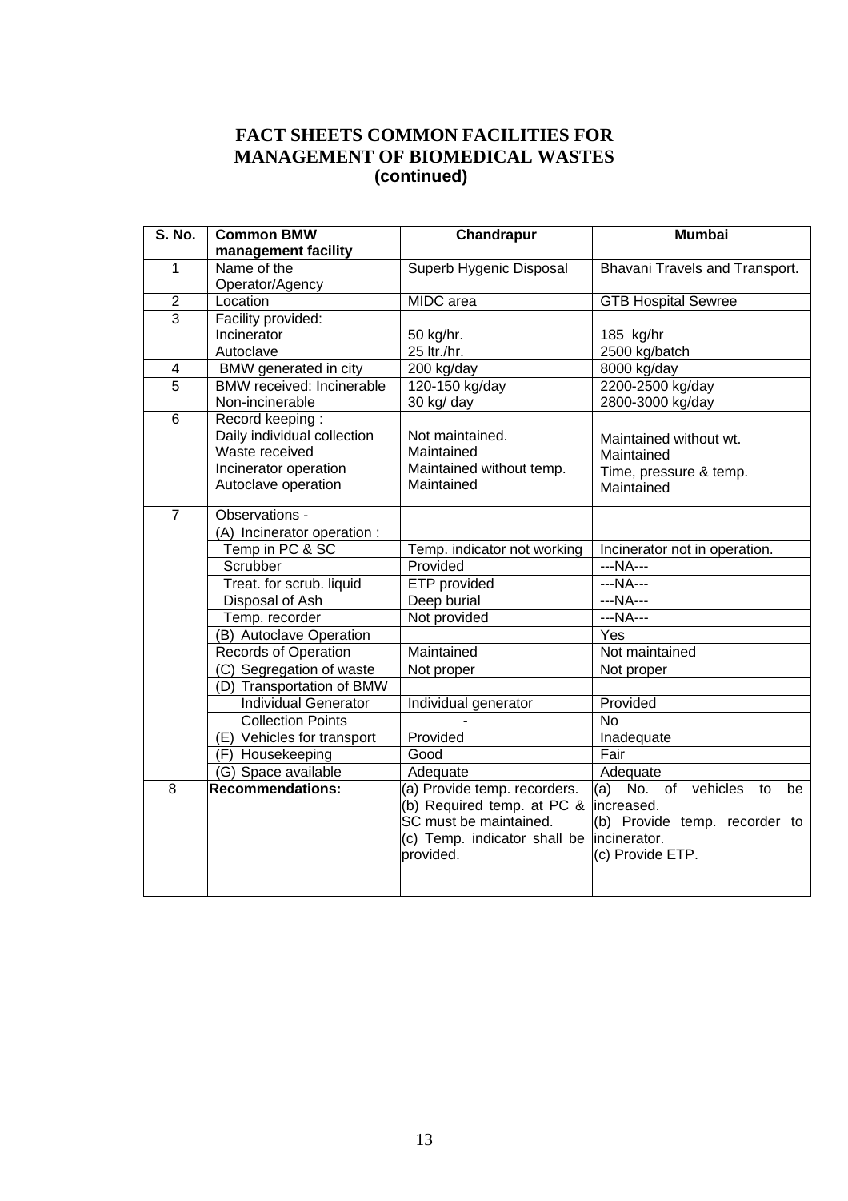# FACT SHEETS COMMON FACILITIES FOR MANAGEMENT OF BIOMEDICAL WASTES (continued)

| S. No. | Common BMW management facility | Chandrapur | Mumbai |
|---|---|---|---|
| 1 | Name of the Operator/Agency | Superb Hygenic Disposal | Bhavani Travels and Transport. |
| 2 | Location | MIDC area | GTB Hospital Sewree |
| 3 | Facility provided:<br>Incinerator<br>Autoclave | <br>50 kg/hr.<br>25 ltr./hr. | <br>185 kg/hr<br>2500 kg/batch |
| 4 | BMW generated in city | 200 kg/day | 8000 kg/day |
| 5 | BMW received: Incinerable<br>Non-incinerable | 120-150 kg/day<br>30 kg/ day | 2200-2500 kg/day<br>2800-3000 kg/day |
| 6 | Record keeping :<br>Daily individual collection<br>Waste received<br>Incinerator operation<br>Autoclave operation | <br>Not maintained.<br>Maintained<br>Maintained without temp.<br>Maintained | <br>Maintained without wt.<br>Maintained<br>Time, pressure & temp.<br>Maintained |
| 7 | Observations - | | |
| | (A) Incinerator operation : | | |
| | Temp in PC & SC | Temp. indicator not working | Incinerator not in operation. |
| | Scrubber | Provided | ---NA--- |
| | Treat. for scrub. liquid | ETP provided | ---NA--- |
| | Disposal of Ash | Deep burial | ---NA--- |
| | Temp. recorder | Not provided | ---NA--- |
| | (B) Autoclave Operation | | Yes |
| | Records of Operation | Maintained | Not maintained |
| | (C) Segregation of waste | Not proper | Not proper |
| | (D) Transportation of BMW | | |
| | Individual Generator | Individual generator | Provided |
| | Collection Points | - | No |
| | (E) Vehicles for transport | Provided | Inadequate |
| | (F) Housekeeping | Good | Fair |
| | (G) Space available | Adequate | Adequate |
| 8 | **Recommendations:** | (a) Provide temp. recorders.<br>(b) Required temp. at PC & SC must be maintained.<br>(c) Temp. indicator shall be provided. | (a) No. of vehicles to be increased.<br>(b) Provide temp. recorder to incinerator.<br>(c) Provide ETP. |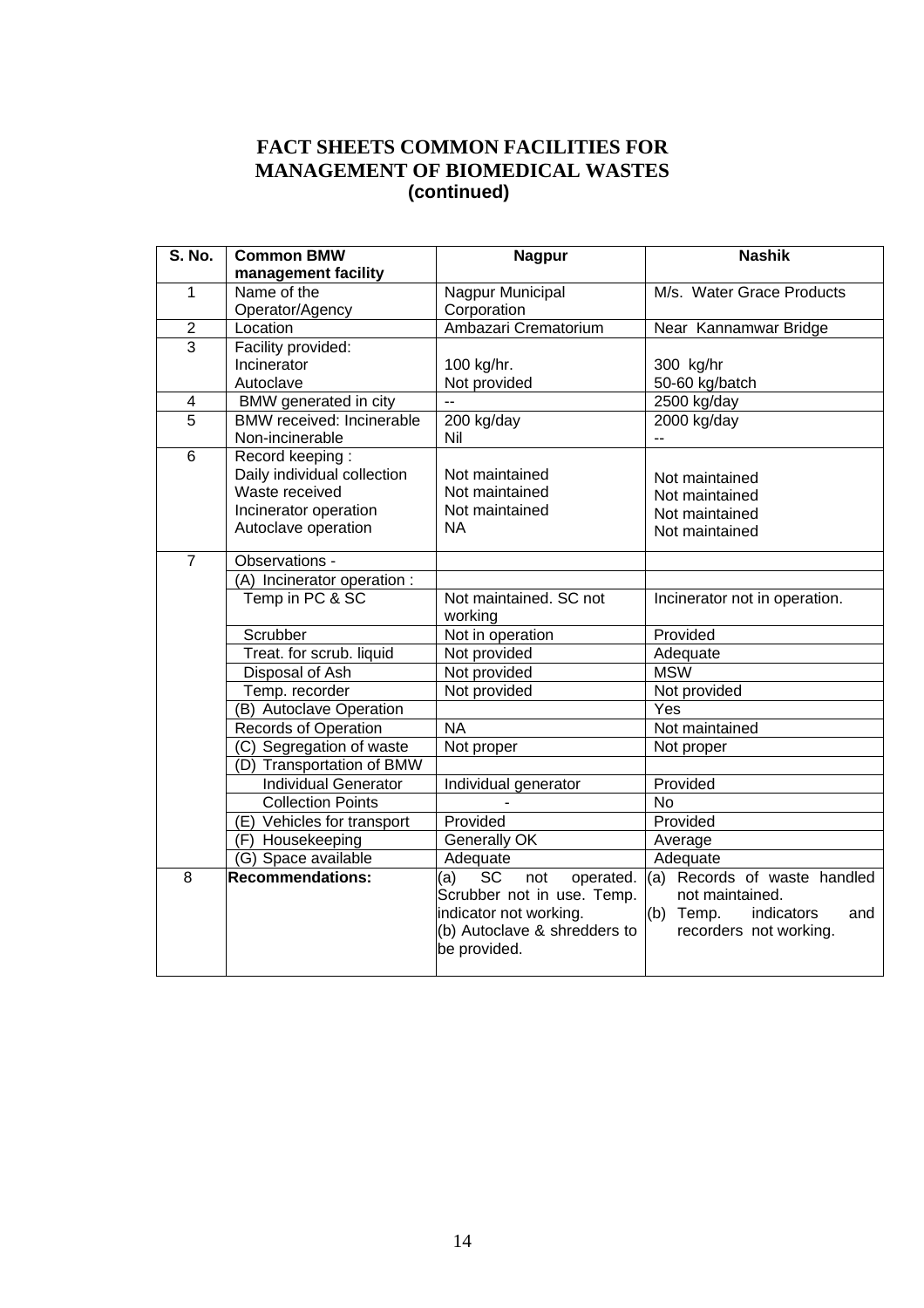# FACT SHEETS COMMON FACILITIES FOR MANAGEMENT OF BIOMEDICAL WASTES
**(continued)**

| S. No. | Common BMW management facility | Nagpur | Nashik |
|---|---|---|---|
| 1 | Name of the Operator/Agency | Nagpur Municipal Corporation | M/s. Water Grace Products |
| 2 | Location | Ambazari Crematorium | Near Kannamwar Bridge |
| 3 | Facility provided:<br>Incinerator<br>Autoclave | <br>100 kg/hr.<br>Not provided | <br>300 kg/hr<br>50-60 kg/batch |
| 4 | BMW generated in city | -- | 2500 kg/day |
| 5 | BMW received: Incinerable<br>Non-incinerable | 200 kg/day<br>Nil | 2000 kg/day<br>-- |
| 6 | Record keeping :<br>Daily individual collection<br>Waste received<br>Incinerator operation<br>Autoclave operation | <br>Not maintained<br>Not maintained<br>Not maintained<br>NA | <br>Not maintained<br>Not maintained<br>Not maintained<br>Not maintained |
| 7 | Observations - | | |
| | (A) Incinerator operation : | | |
| | Temp in PC & SC | Not maintained. SC not working | Incinerator not in operation. |
| | Scrubber | Not in operation | Provided |
| | Treat. for scrub. liquid | Not provided | Adequate |
| | Disposal of Ash | Not provided | MSW |
| | Temp. recorder | Not provided | Not provided |
| | (B) Autoclave Operation | | Yes |
| | Records of Operation | NA | Not maintained |
| | (C) Segregation of waste | Not proper | Not proper |
| | (D) Transportation of BMW | | |
| | Individual Generator | Individual generator | Provided |
| | Collection Points | - | No |
| | (E) Vehicles for transport | Provided | Provided |
| | (F) Housekeeping | Generally OK | Average |
| | (G) Space available | Adequate | Adequate |
| 8 | **Recommendations:** | (a) SC not operated. Scrubber not in use. Temp. indicator not working.<br>(b) Autoclave & shredders to be provided. | (a) Records of waste handled not maintained.<br>(b) Temp. indicators and recorders not working. |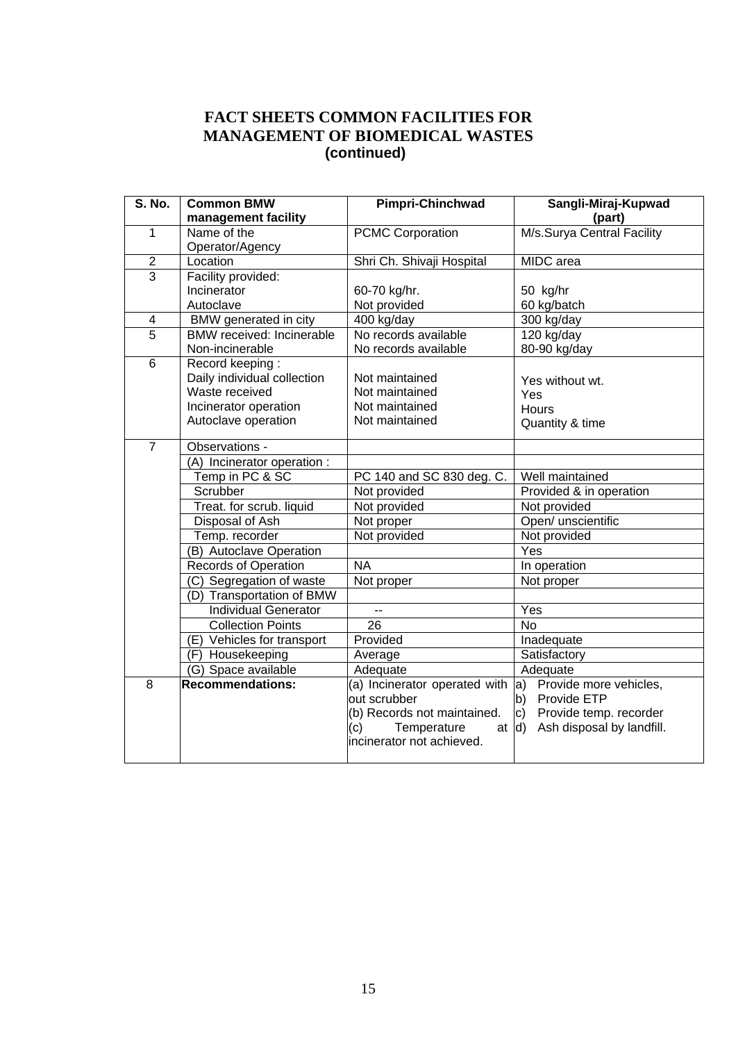# FACT SHEETS COMMON FACILITIES FOR MANAGEMENT OF BIOMEDICAL WASTES (continued)

| S. No. | Common BMW management facility | Pimpri-Chinchwad | Sangli-Miraj-Kupwad (part) |
|---|---|---|---|
| 1 | Name of the Operator/Agency | PCMC Corporation | M/s.Surya Central Facility |
| 2 | Location | Shri Ch. Shivaji Hospital | MIDC area |
| 3 | Facility provided:<br>Incinerator<br>Autoclave | <br>60-70 kg/hr.<br>Not provided | <br>50 kg/hr<br>60 kg/batch |
| 4 | BMW generated in city | 400 kg/day | 300 kg/day |
| 5 | BMW received: Incinerable<br>Non-incinerable | No records available<br>No records available | 120 kg/day<br>80-90 kg/day |
| 6 | Record keeping :<br>Daily individual collection<br>Waste received<br>Incinerator operation<br>Autoclave operation | <br>Not maintained<br>Not maintained<br>Not maintained<br>Not maintained | <br>Yes without wt.<br>Yes<br>Hours<br>Quantity & time |
| 7 | Observations - | | |
| | (A) Incinerator operation : | | |
| | Temp in PC & SC | PC 140 and SC 830 deg. C. | Well maintained |
| | Scrubber | Not provided | Provided & in operation |
| | Treat. for scrub. liquid | Not provided | Not provided |
| | Disposal of Ash | Not proper | Open/ unscientific |
| | Temp. recorder | Not provided | Not provided |
| | (B) Autoclave Operation | | Yes |
| | Records of Operation | NA | In operation |
| | (C) Segregation of waste | Not proper | Not proper |
| | (D) Transportation of BMW | | |
| | Individual Generator | -- | Yes |
| | Collection Points | 26 | No |
| | (E) Vehicles for transport | Provided | Inadequate |
| | (F) Housekeeping | Average | Satisfactory |
| | (G) Space available | Adequate | Adequate |
| 8 | **Recommendations:** | (a) Incinerator operated with out scrubber<br>(b) Records not maintained.<br>(c) Temperature at incinerator not achieved. | a) Provide more vehicles,<br>b) Provide ETP<br>c) Provide temp. recorder<br>d) Ash disposal by landfill. |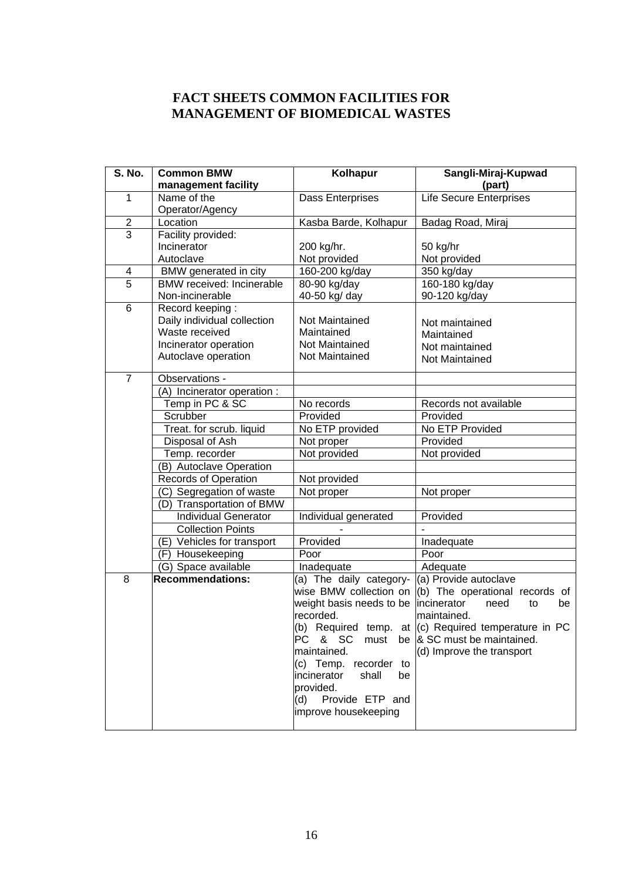# FACT SHEETS COMMON FACILITIES FOR MANAGEMENT OF BIOMEDICAL WASTES

| S. No. | Common BMW management facility | Kolhapur | Sangli-Miraj-Kupwad (part) |
|---|---|---|---|
| 1 | Name of the Operator/Agency | Dass Enterprises | Life Secure Enterprises |
| 2 | Location | Kasba Barde, Kolhapur | Badag Road, Miraj |
| 3 | Facility provided:<br>Incinerator<br>Autoclave | <br>200 kg/hr.<br>Not provided | <br>50 kg/hr<br>Not provided |
| 4 | BMW generated in city | 160-200 kg/day | 350 kg/day |
| 5 | BMW received: Incinerable<br>Non-incinerable | 80-90 kg/day<br>40-50 kg/ day | 160-180 kg/day<br>90-120 kg/day |
| 6 | Record keeping :<br>Daily individual collection<br>Waste received<br>Incinerator operation<br>Autoclave operation | <br>Not Maintained<br>Maintained<br>Not Maintained<br>Not Maintained | <br>Not maintained<br>Maintained<br>Not maintained<br>Not Maintained |
| 7 | Observations - | | |
| | (A) Incinerator operation : | | |
| | Temp in PC & SC | No records | Records not available |
| | Scrubber | Provided | Provided |
| | Treat. for scrub. liquid | No ETP provided | No ETP Provided |
| | Disposal of Ash | Not proper | Provided |
| | Temp. recorder | Not provided | Not provided |
| | (B) Autoclave Operation | | |
| | Records of Operation | Not provided | |
| | (C) Segregation of waste | Not proper | Not proper |
| | (D) Transportation of BMW | | |
| | Individual Generator | Individual generated | Provided |
| | Collection Points | - | - |
| | (E) Vehicles for transport | Provided | Inadequate |
| | (F) Housekeeping | Poor | Poor |
| | (G) Space available | Inadequate | Adequate |
| 8 | **Recommendations:** | (a) The daily category-wise BMW collection on weight basis needs to be recorded.<br>(b) Required temp. at PC & SC must be maintained.<br>(c) Temp. recorder to incinerator shall be provided.<br>(d) Provide ETP and improve housekeeping | (a) Provide autoclave<br>(b) The operational records of incinerator need to be maintained.<br>(c) Required temperature in PC & SC must be maintained.<br>(d) Improve the transport |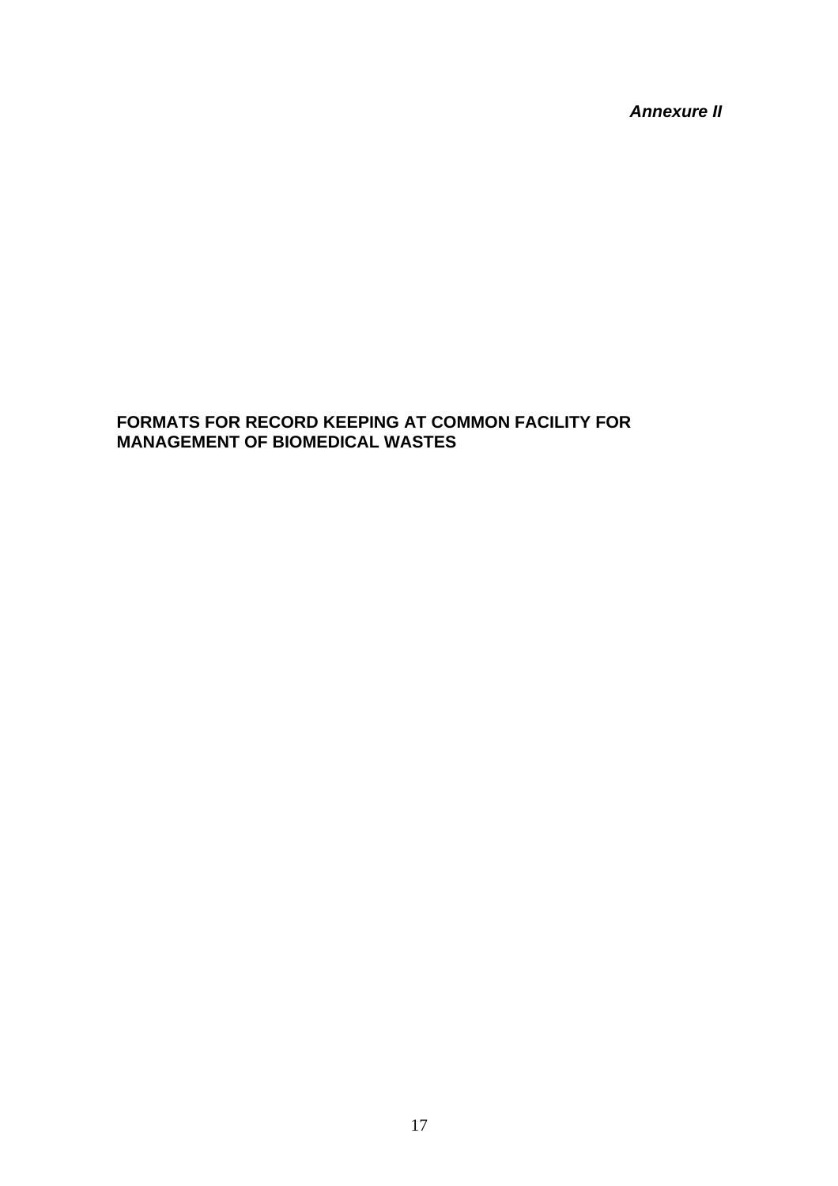***Annexure II***

## FORMATS FOR RECORD KEEPING AT COMMON FACILITY FOR MANAGEMENT OF BIOMEDICAL WASTES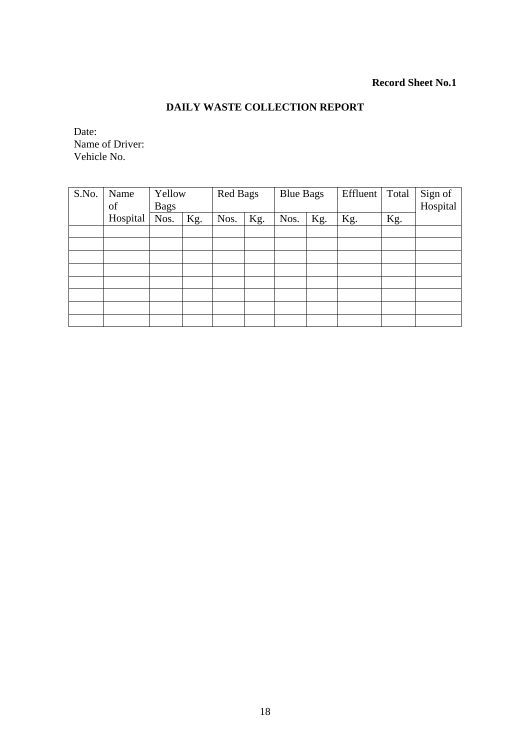**Record Sheet No.1**

## DAILY WASTE COLLECTION REPORT

Date:
Name of Driver:
Vehicle No.

| S.No. | Name of Hospital | Yellow Bags | | Red Bags | | Blue Bags | | Effluent | Total | Sign of Hospital |
|---|---|---|---|---|---|---|---|---|---|---|
| | | Nos. | Kg. | Nos. | Kg. | Nos. | Kg. | Kg. | Kg. | |
| | | | | | | | | | | |
| | | | | | | | | | | |
| | | | | | | | | | | |
| | | | | | | | | | | |
| | | | | | | | | | | |
| | | | | | | | | | | |
| | | | | | | | | | | |
| | | | | | | | | | | |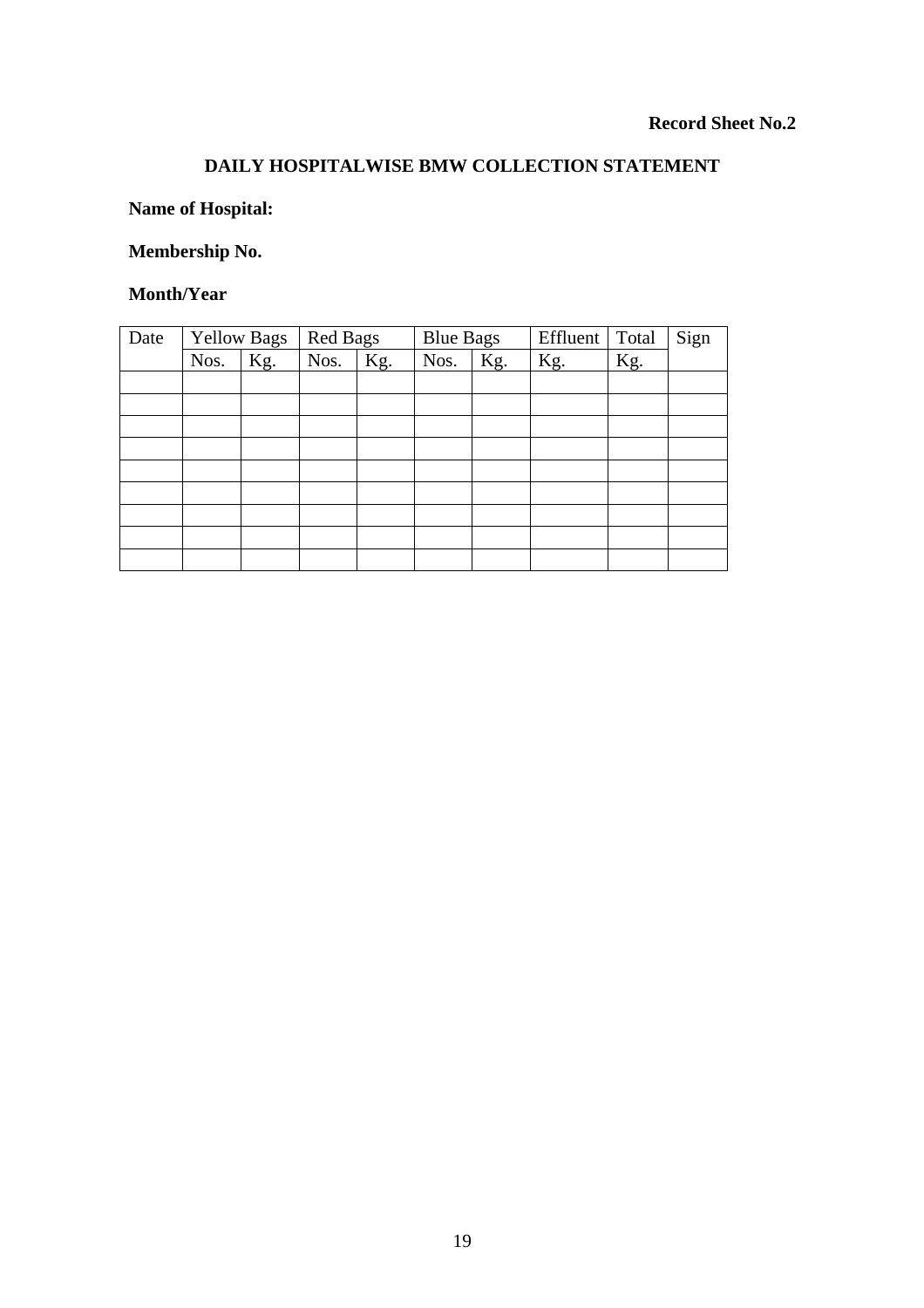**Record Sheet No.2**

## DAILY HOSPITALWISE BMW COLLECTION STATEMENT

**Name of Hospital:**

**Membership No.**

**Month/Year**

| Date | Yellow Bags | | Red Bags | | Blue Bags | | Effluent | Total | Sign |
|---|---|---|---|---|---|---|---|---|---|
| | Nos. | Kg. | Nos. | Kg. | Nos. | Kg. | Kg. | Kg. | |
| | | | | | | | | | |
| | | | | | | | | | |
| | | | | | | | | | |
| | | | | | | | | | |
| | | | | | | | | | |
| | | | | | | | | | |
| | | | | | | | | | |
| | | | | | | | | | |
| | | | | | | | | | |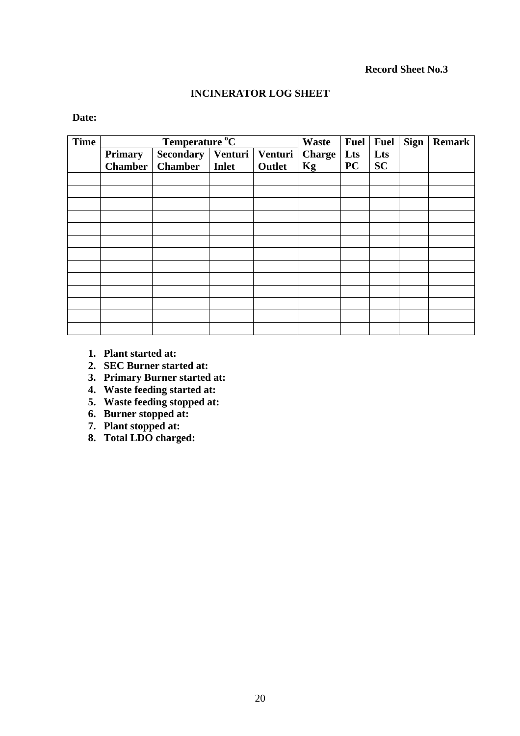**Record Sheet No.3**

## INCINERATOR LOG SHEET

**Date:**

| Time | Temperature $^oC$ | | | | Waste | Fuel | Fuel | Sign | Remark |
|---|---|---|---|---|---|---|---|---|---|
| | Primary Chamber | Secondary Chamber | Venturi Inlet | Venturi Outlet | Charge Kg | Lts PC | Lts SC | | |
| | | | | | | | | | |
| | | | | | | | | | |
| | | | | | | | | | |
| | | | | | | | | | |
| | | | | | | | | | |
| | | | | | | | | | |
| | | | | | | | | | |
| | | | | | | | | | |
| | | | | | | | | | |
| | | | | | | | | | |
| | | | | | | | | | |
| | | | | | | | | | |
| | | | | | | | | | |

1. **Plant started at:**
2. **SEC Burner started at:**
3. **Primary Burner started at:**
4. **Waste feeding started at:**
5. **Waste feeding stopped at:**
6. **Burner stopped at:**
7. **Plant stopped at:**
8. **Total LDO charged:**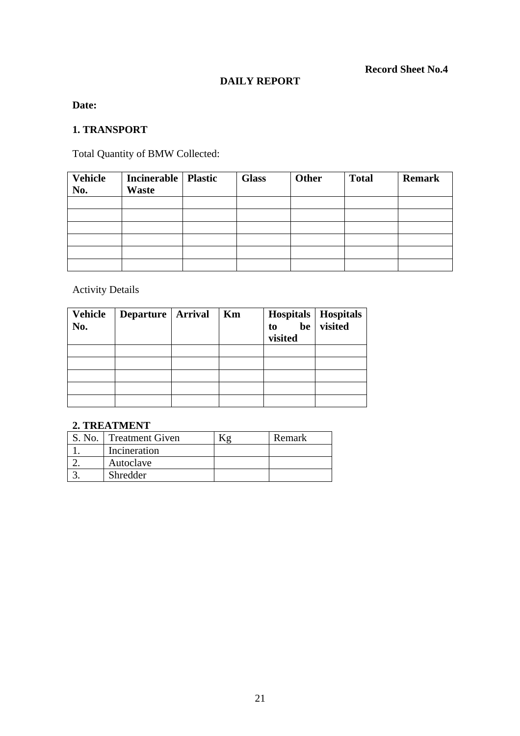**Record Sheet No.4**

**DAILY REPORT**

**Date:**

**1. TRANSPORT**

Total Quantity of BMW Collected:

| **Vehicle No.** | **Incinerable Waste** | **Plastic** | **Glass** | **Other** | **Total** | **Remark** |
|---|---|---|---|---|---|---|
| | | | | | | |
| | | | | | | |
| | | | | | | |
| | | | | | | |
| | | | | | | |
| | | | | | | |

Activity Details

| **Vehicle No.** | **Departure** | **Arrival** | **Km** | **Hospitals to be visited** | **Hospitals visited** |
|---|---|---|---|---|---|
| | | | | | |
| | | | | | |
| | | | | | |
| | | | | | |
| | | | | | |

**2. TREATMENT**

| S. No. | Treatment Given | Kg | Remark |
|---|---|---|---|
| 1. | Incineration | | |
| 2. | Autoclave | | |
| 3. | Shredder | | |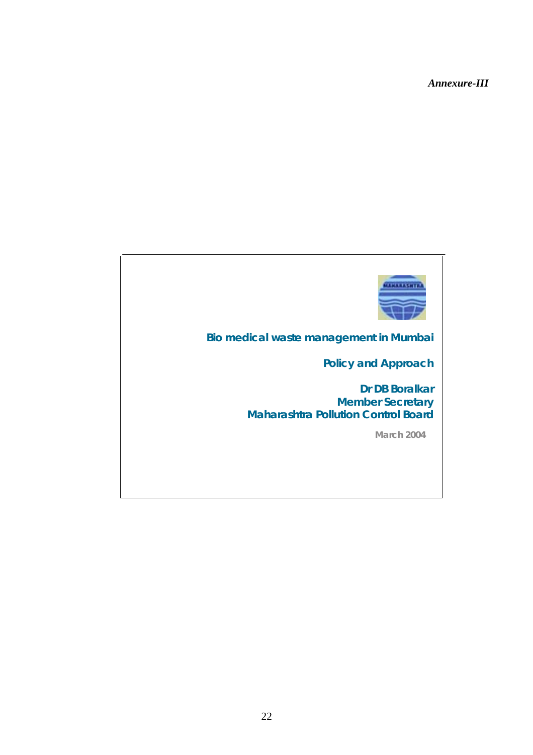*Annexure-III*

**Bio medical waste management in Mumbai**

**Policy and Approach**

**Dr DB Boralkar**
**Member Secretary**
**Maharashtra Pollution Control Board**

March 2004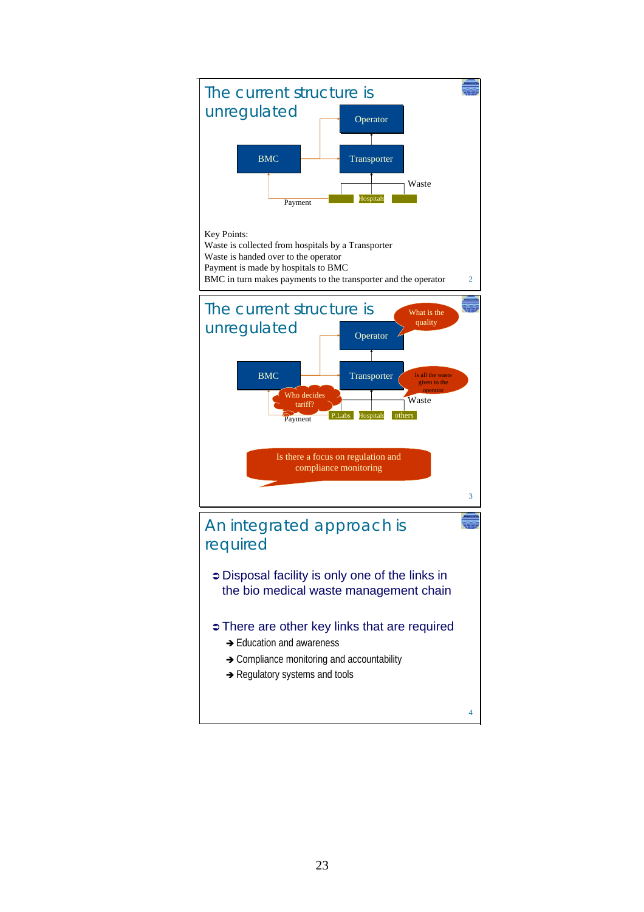## The current structure is unregulated

Operator

BMC — Transporter

Waste

Payment — Hospitals

Key Points:
Waste is collected from hospitals by a Transporter
Waste is handed over to the operator
Payment is made by hospitals to BMC
BMC in turn makes payments to the transporter and the operator

## The current structure is unregulated

What is the quality

Operator

BMC — Transporter

Is all the waste given to the operator

Who decides tariff?

Waste

Payment — P.Labs — Hospitals — others

Is there a focus on regulation and compliance monitoring

## An integrated approach is required

- Disposal facility is only one of the links in the bio medical waste management chain
- There are other key links that are required
  - Education and awareness
  - Compliance monitoring and accountability
  - Regulatory systems and tools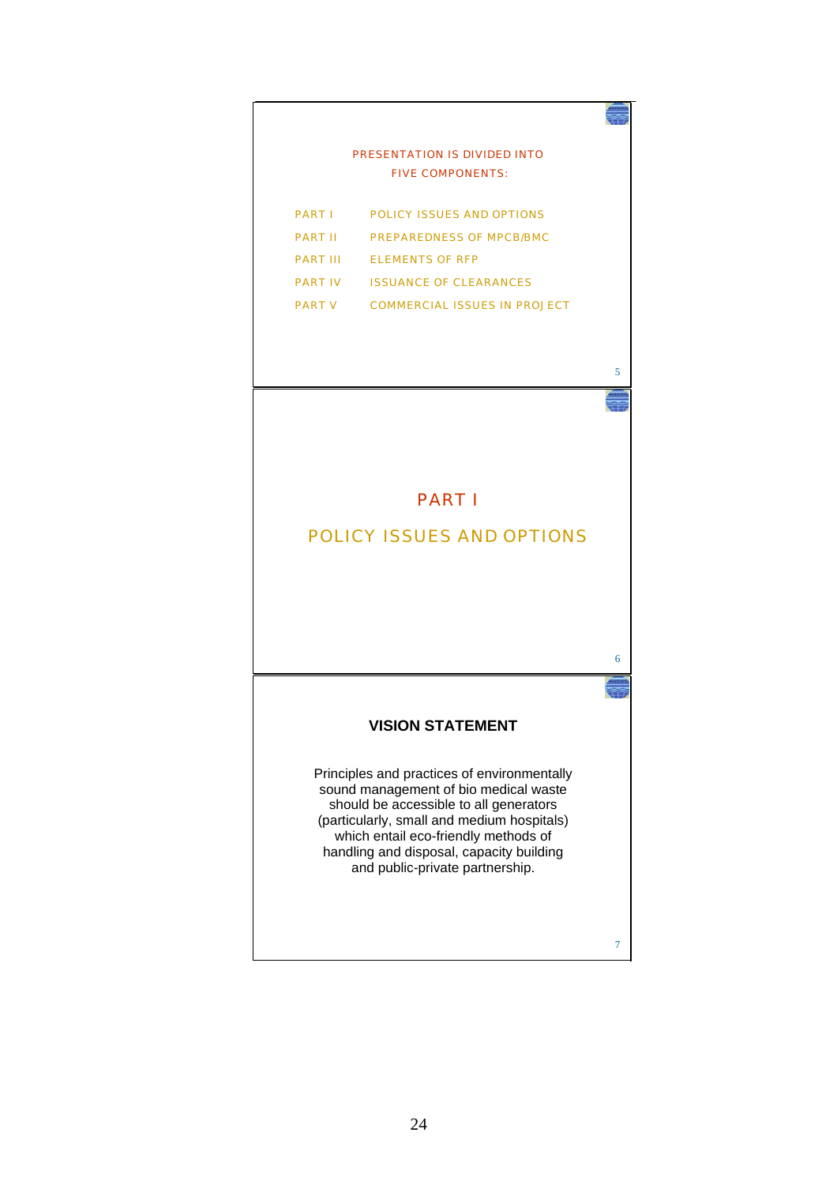PRESENTATION IS DIVIDED INTO FIVE COMPONENTS:

| | |
|---|---|
| PART I | POLICY ISSUES AND OPTIONS |
| PART II | PREPAREDNESS OF MPCB/BMC |
| PART III | ELEMENTS OF RFP |
| PART IV | ISSUANCE OF CLEARANCES |
| PART V | COMMERCIAL ISSUES IN PROJECT |

## PART I

## POLICY ISSUES AND OPTIONS

### VISION STATEMENT

Principles and practices of environmentally sound management of bio medical waste should be accessible to all generators (particularly, small and medium hospitals) which entail eco-friendly methods of handling and disposal, capacity building and public-private partnership.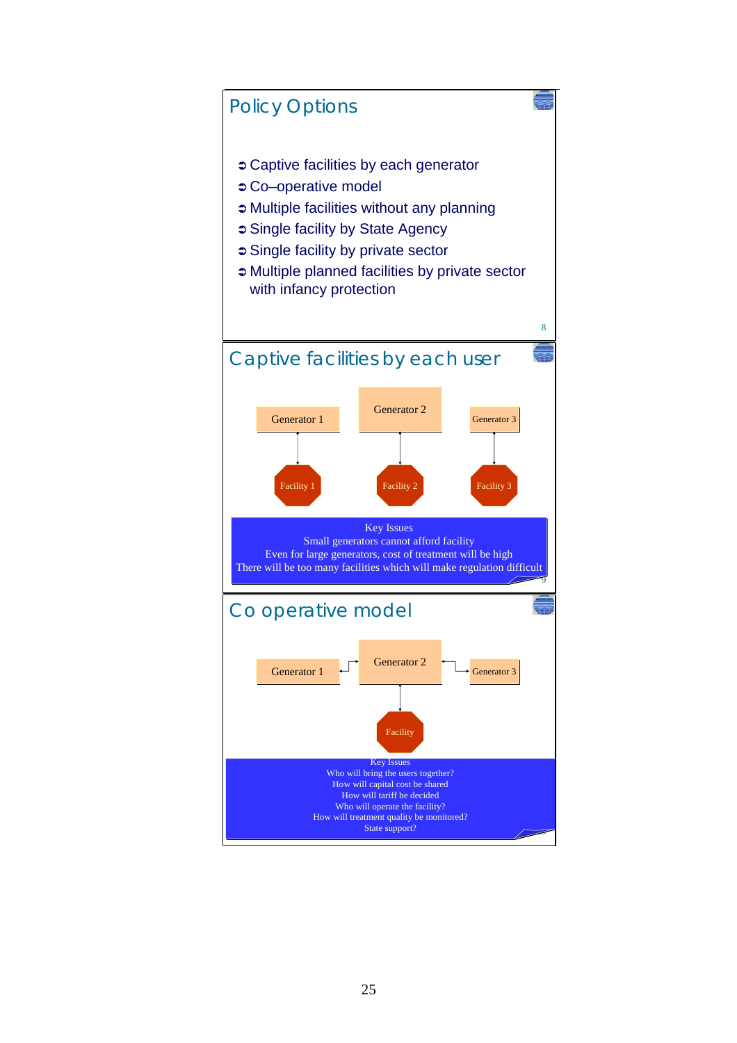## Policy Options

- Captive facilities by each generator
- Co–operative model
- Multiple facilities without any planning
- Single facility by State Agency
- Single facility by private sector
- Multiple planned facilities by private sector with infancy protection

## Captive facilities by each user

Generator 1 → Facility 1
Generator 2 → Facility 2
Generator 3 → Facility 3

Key Issues
Small generators cannot afford facility
Even for large generators, cost of treatment will be high
There will be too many facilities which will make regulation difficult

## Co operative model

Generator 1, Generator 2, Generator 3 → Facility

Key Issues
Who will bring the users together?
How will capital cost be shared
How will tariff be decided
Who will operate the facility?
How will treatment quality be monitored?
State support?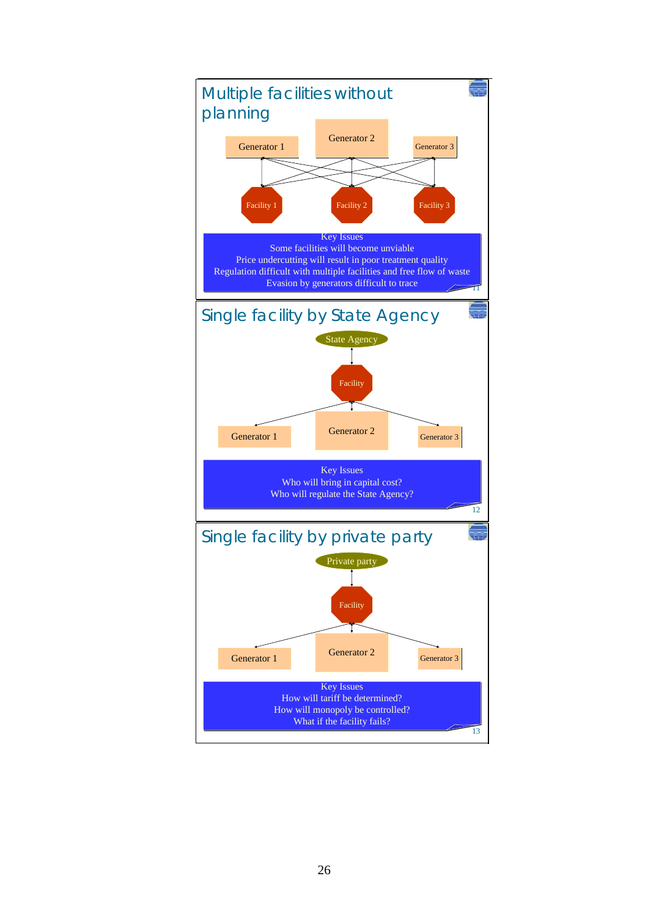## Multiple facilities without planning

Generator 1 | Generator 2 | Generator 3

Facility 1 | Facility 2 | Facility 3

Key Issues
Some facilities will become unviable
Price undercutting will result in poor treatment quality
Regulation difficult with multiple facilities and free flow of waste
Evasion by generators difficult to trace

## Single facility by State Agency

State Agency

Facility

Generator 1 | Generator 2 | Generator 3

Key Issues
Who will bring in capital cost?
Who will regulate the State Agency?

## Single facility by private party

Private party

Facility

Generator 1 | Generator 2 | Generator 3

Key Issues
How will tariff be determined?
How will monopoly be controlled?
What if the facility fails?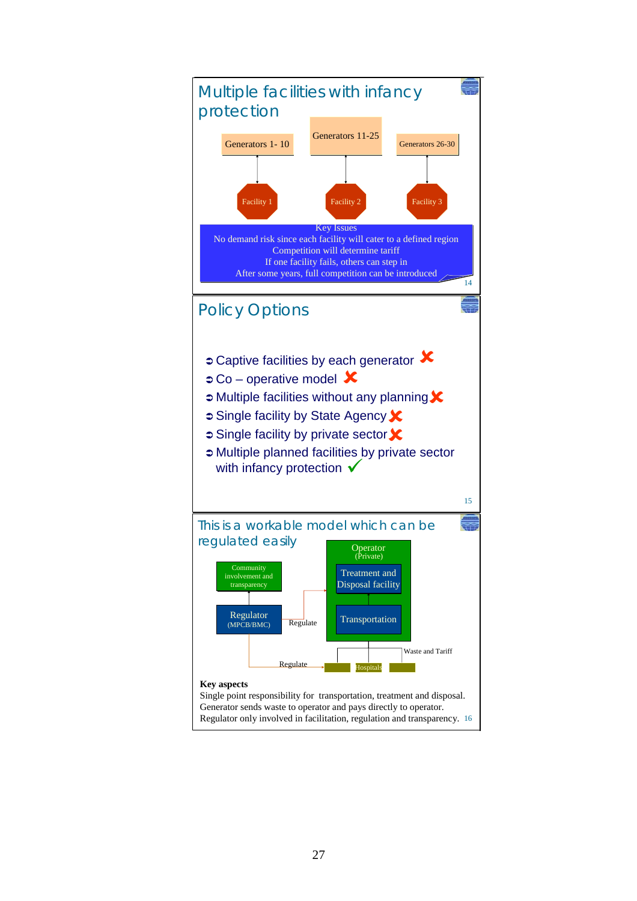## Multiple facilities with infancy protection

Generators 1- 10 → Facility 1

Generators 11-25 → Facility 2

Generators 26-30 → Facility 3

Key Issues
No demand risk since each facility will cater to a defined region
Competition will determine tariff
If one facility fails, others can step in
After some years, full competition can be introduced

## Policy Options

- Captive facilities by each generator ✗
- Co – operative model ✗
- Multiple facilities without any planning ✗
- Single facility by State Agency ✗
- Single facility by private sector ✗
- Multiple planned facilities by private sector with infancy protection ✓

## This is a workable model which can be regulated easily

Community involvement and transparency

Regulator (MPCB/BMC)

Regulate

Operator (Private)
- Treatment and Disposal facility
- Transportation

Waste and Tariff

Regulate

Hospitals

**Key aspects**
Single point responsibility for transportation, treatment and disposal.
Generator sends waste to operator and pays directly to operator.
Regulator only involved in facilitation, regulation and transparency.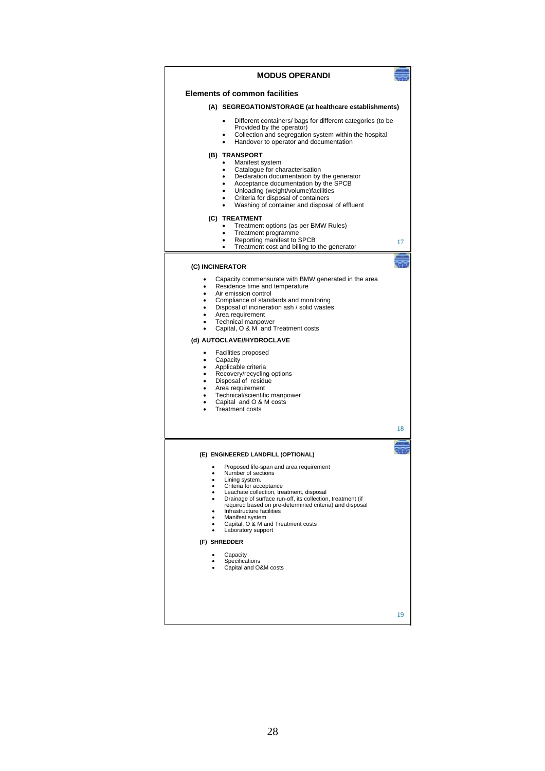## MODUS OPERANDI

### Elements of common facilities

**(A) SEGREGATION/STORAGE (at healthcare establishments)**

- Different containers/ bags for different categories (to be Provided by the operator)
- Collection and segregation system within the hospital
- Handover to operator and documentation

**(B) TRANSPORT**

- Manifest system
- Catalogue for characterisation
- Declaration documentation by the generator
- Acceptance documentation by the SPCB
- Unloading (weight/volume)facilities
- Criteria for disposal of containers
- Washing of container and disposal of effluent

**(C) TREATMENT**

- Treatment options (as per BMW Rules)
- Treatment programme
- Reporting manifest to SPCB
- Treatment cost and billing to the generator

**(C) INCINERATOR**

- Capacity commensurate with BMW generated in the area
- Residence time and temperature
- Air emission control
- Compliance of standards and monitoring
- Disposal of incineration ash / solid wastes
- Area requirement
- Technical manpower
- Capital, O & M and Treatment costs

**(d) AUTOCLAVE//HYDROCLAVE**

- Facilities proposed
- Capacity
- Applicable criteria
- Recovery/recycling options
- Disposal of residue
- Area requirement
- Technical/scientific manpower
- Capital and O & M costs
- Treatment costs

**(E) ENGINEERED LANDFILL (OPTIONAL)**

- Proposed life-span and area requirement
- Number of sections
- Lining system.
- Criteria for acceptance
- Leachate collection, treatment, disposal
- Drainage of surface run-off, its collection, treatment (if required based on pre-determined criteria) and disposal
- Infrastructure facilities
- Manifest system
- Capital, O & M and Treatment costs
- Laboratory support

**(F) SHREDDER**

- Capacity
- Specifications
- Capital and O&M costs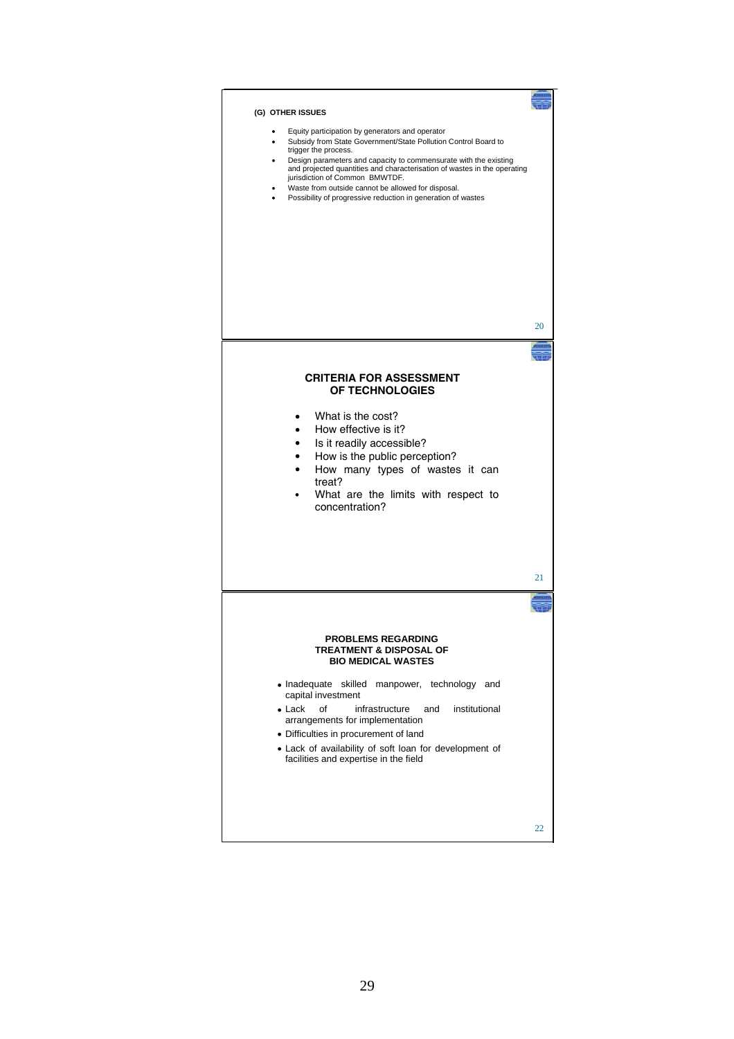### (G) OTHER ISSUES

- Equity participation by generators and operator
- Subsidy from State Government/State Pollution Control Board to trigger the process.
- Design parameters and capacity to commensurate with the existing and projected quantities and characterisation of wastes in the operating jurisdiction of Common BMWTDF.
- Waste from outside cannot be allowed for disposal.
- Possibility of progressive reduction in generation of wastes

## CRITERIA FOR ASSESSMENT OF TECHNOLOGIES

- What is the cost?
- How effective is it?
- Is it readily accessible?
- How is the public perception?
- How many types of wastes it can treat?
- What are the limits with respect to concentration?

## PROBLEMS REGARDING TREATMENT & DISPOSAL OF BIO MEDICAL WASTES

- Inadequate skilled manpower, technology and capital investment
- Lack of infrastructure and institutional arrangements for implementation
- Difficulties in procurement of land
- Lack of availability of soft loan for development of facilities and expertise in the field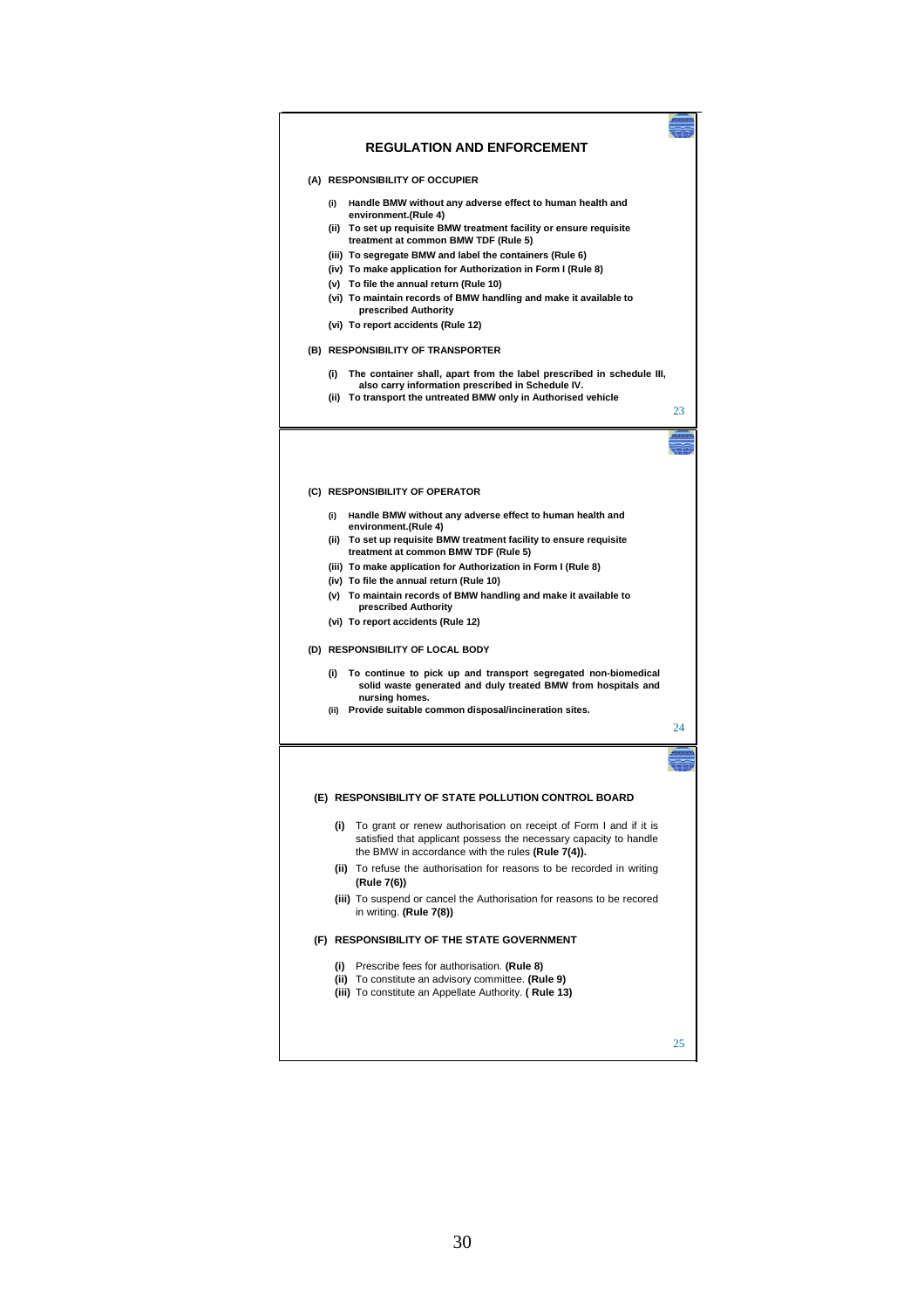## REGULATION AND ENFORCEMENT

**(A) RESPONSIBILITY OF OCCUPIER**

- **(i) Handle BMW without any adverse effect to human health and environment.(Rule 4)**
- **(ii) To set up requisite BMW treatment facility or ensure requisite treatment at common BMW TDF (Rule 5)**
- **(iii) To segregate BMW and label the containers (Rule 6)**
- **(iv) To make application for Authorization in Form I (Rule 8)**
- **(v) To file the annual return (Rule 10)**
- **(vi) To maintain records of BMW handling and make it available to prescribed Authority**
- **(vi) To report accidents (Rule 12)**

**(B) RESPONSIBILITY OF TRANSPORTER**

- **(i) The container shall, apart from the label prescribed in schedule III, also carry information prescribed in Schedule IV.**
- **(ii) To transport the untreated BMW only in Authorised vehicle**

**(C) RESPONSIBILITY OF OPERATOR**

- **(i) Handle BMW without any adverse effect to human health and environment.(Rule 4)**
- **(ii) To set up requisite BMW treatment facility to ensure requisite treatment at common BMW TDF (Rule 5)**
- **(iii) To make application for Authorization in Form I (Rule 8)**
- **(iv) To file the annual return (Rule 10)**
- **(v) To maintain records of BMW handling and make it available to prescribed Authority**
- **(vi) To report accidents (Rule 12)**

**(D) RESPONSIBILITY OF LOCAL BODY**

- **(i) To continue to pick up and transport segregated non-biomedical solid waste generated and duly treated BMW from hospitals and nursing homes.**
- **(ii) Provide suitable common disposal/incineration sites.**

**(E) RESPONSIBILITY OF STATE POLLUTION CONTROL BOARD**

- **(i)** To grant or renew authorisation on receipt of Form I and if it is satisfied that applicant possess the necessary capacity to handle the BMW in accordance with the rules **(Rule 7(4)).**
- **(ii)** To refuse the authorisation for reasons to be recorded in writing **(Rule 7(6))**
- **(iii)** To suspend or cancel the Authorisation for reasons to be recored in writing. **(Rule 7(8))**

**(F) RESPONSIBILITY OF THE STATE GOVERNMENT**

- **(i)** Prescribe fees for authorisation. **(Rule 8)**
- **(ii)** To constitute an advisory committee. **(Rule 9)**
- **(iii)** To constitute an Appellate Authority. **( Rule 13)**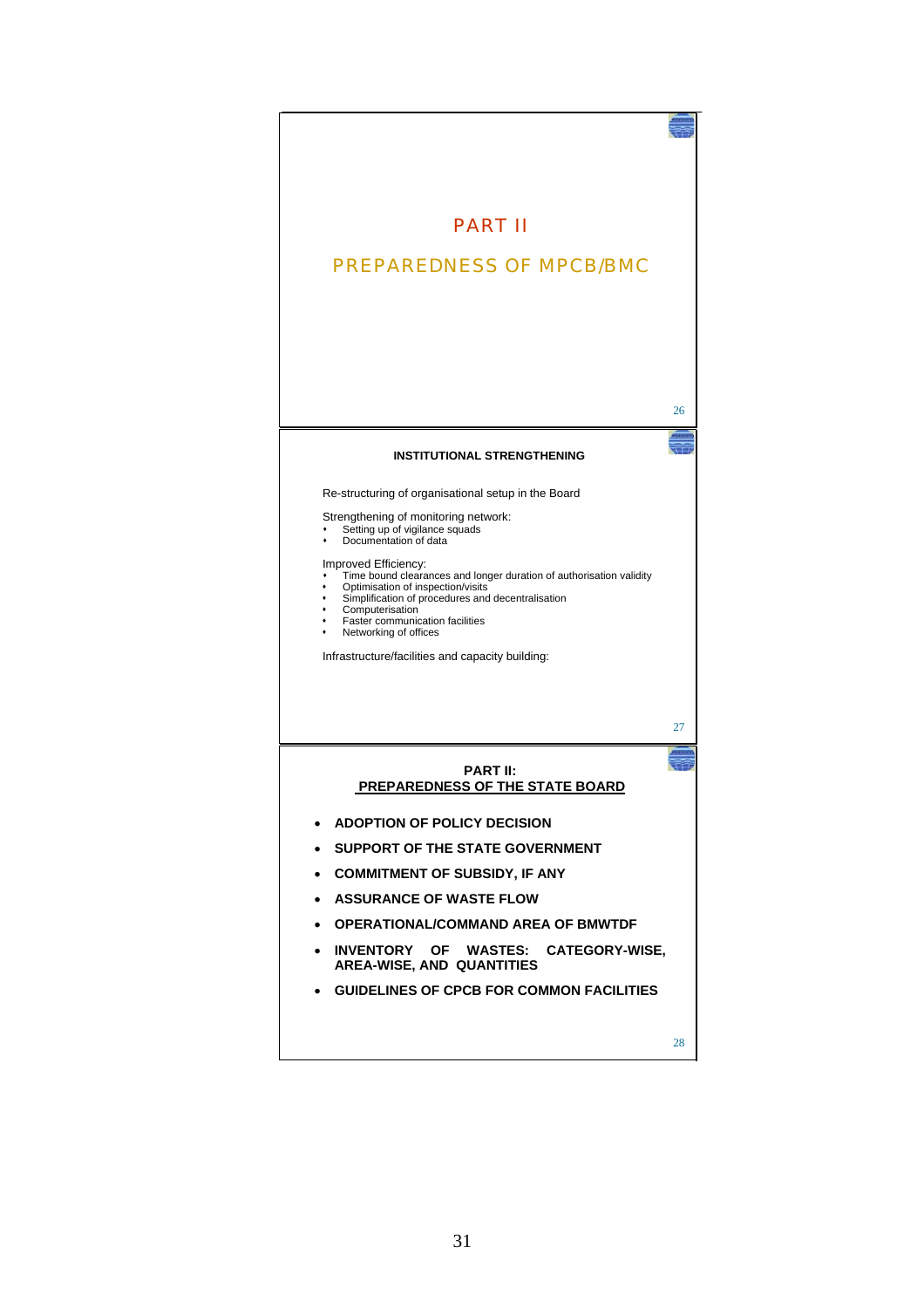# PART II

## PREPAREDNESS OF MPCB/BMC

### INSTITUTIONAL STRENGTHENING

Re-stucturing of organisational setup in the Board

Strengthening of monitoring network:
- Setting up of vigilance squads
- Documentation of data

Improved Efficiency:
- Time bound clearances and longer duration of authorisation validity
- Optimisation of inspection/visits
- Simplification of procedures and decentralisation
- Computerisation
- Faster communication facilities
- Networking of offices

Infrastructure/facilities and capacity building:

### PART II: PREPAREDNESS OF THE STATE BOARD

- **ADOPTION OF POLICY DECISION**
- **SUPPORT OF THE STATE GOVERNMENT**
- **COMMITMENT OF SUBSIDY, IF ANY**
- **ASSURANCE OF WASTE FLOW**
- **OPERATIONAL/COMMAND AREA OF BMWTDF**
- **INVENTORY OF WASTES: CATEGORY-WISE, AREA-WISE, AND QUANTITIES**
- **GUIDELINES OF CPCB FOR COMMON FACILITIES**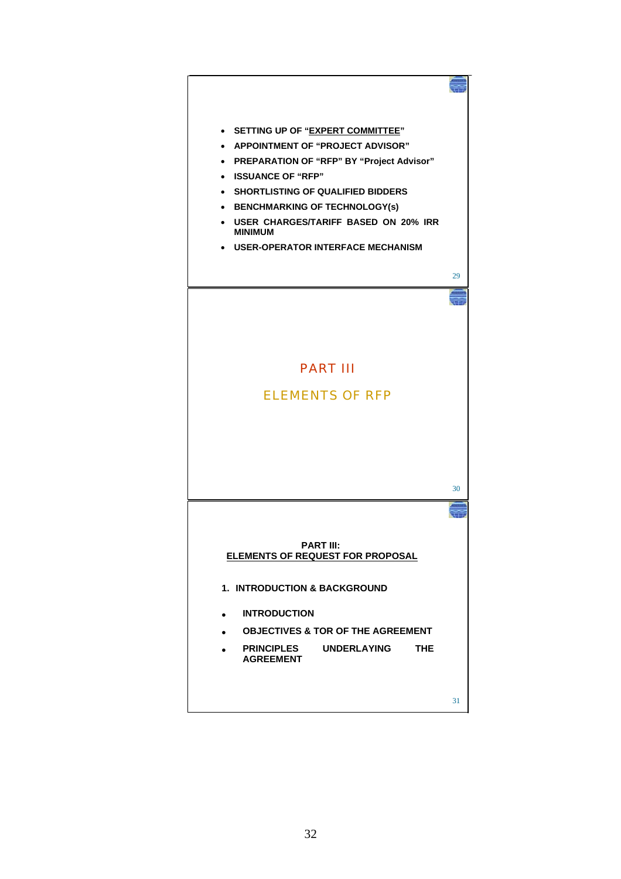- SETTING UP OF "EXPERT COMMITTEE"
- APPOINTMENT OF "PROJECT ADVISOR"
- PREPARATION OF "RFP" BY "Project Advisor"
- ISSUANCE OF "RFP"
- SHORTLISTING OF QUALIFIED BIDDERS
- BENCHMARKING OF TECHNOLOGY(s)
- USER CHARGES/TARIFF BASED ON 20% IRR MINIMUM
- USER-OPERATOR INTERFACE MECHANISM

# PART III

## ELEMENTS OF RFP

**PART III:**
**ELEMENTS OF REQUEST FOR PROPOSAL**

**1. INTRODUCTION & BACKGROUND**

- **INTRODUCTION**
- **OBJECTIVES & TOR OF THE AGREEMENT**
- **PRINCIPLES UNDERLAYING THE AGREEMENT**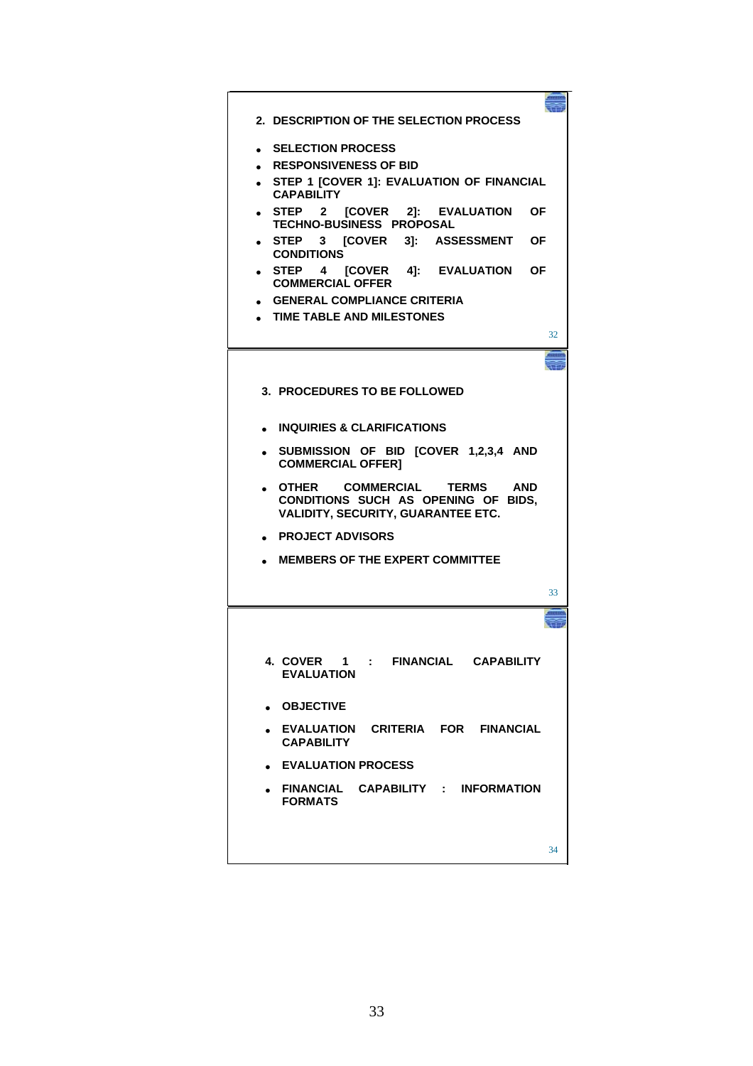## 2. DESCRIPTION OF THE SELECTION PROCESS

- **SELECTION PROCESS**
- **RESPONSIVENESS OF BID**
- **STEP 1 [COVER 1]: EVALUATION OF FINANCIAL CAPABILITY**
- **STEP 2 [COVER 2]: EVALUATION OF TECHNO-BUSINESS PROPOSAL**
- **STEP 3 [COVER 3]: ASSESSMENT OF CONDITIONS**
- **STEP 4 [COVER 4]: EVALUATION OF COMMERCIAL OFFER**
- **GENERAL COMPLIANCE CRITERIA**
- **TIME TABLE AND MILESTONES**

32

## 3. PROCEDURES TO BE FOLLOWED

- **INQUIRIES & CLARIFICATIONS**
- **SUBMISSION OF BID [COVER 1,2,3,4 AND COMMERCIAL OFFER]**
- **OTHER COMMERCIAL TERMS AND CONDITIONS SUCH AS OPENING OF BIDS, VALIDITY, SECURITY, GUARANTEE ETC.**
- **PROJECT ADVISORS**
- **MEMBERS OF THE EXPERT COMMITTEE**

33

## 4. COVER 1 : FINANCIAL CAPABILITY EVALUATION

- **OBJECTIVE**
- **EVALUATION CRITERIA FOR FINANCIAL CAPABILITY**
- **EVALUATION PROCESS**
- **FINANCIAL CAPABILITY : INFORMATION FORMATS**

34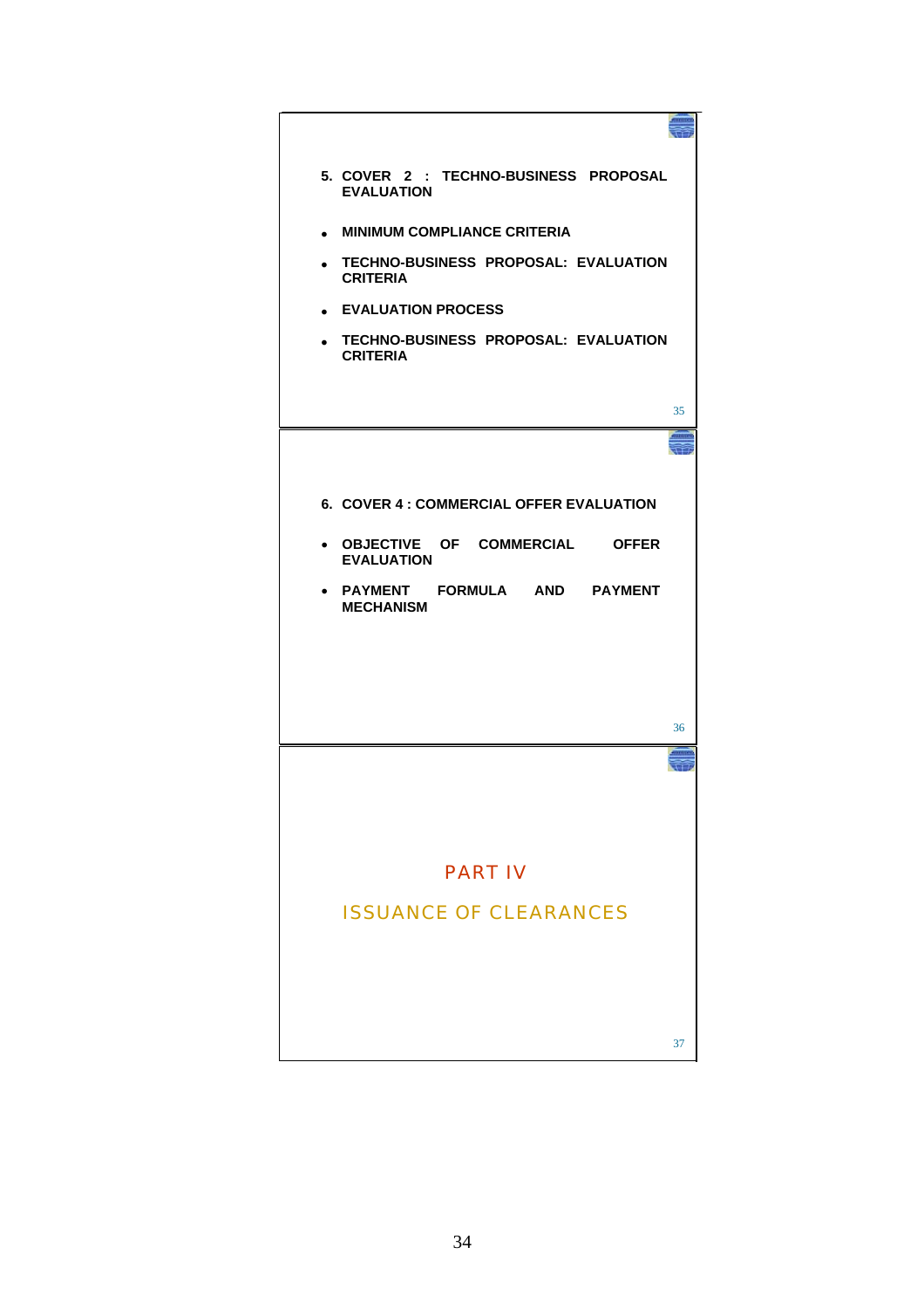**5. COVER 2 : TECHNO-BUSINESS PROPOSAL EVALUATION**

- **MINIMUM COMPLIANCE CRITERIA**
- **TECHNO-BUSINESS PROPOSAL: EVALUATION CRITERIA**
- **EVALUATION PROCESS**
- **TECHNO-BUSINESS PROPOSAL: EVALUATION CRITERIA**

35

**6. COVER 4 : COMMERCIAL OFFER EVALUATION**

- **OBJECTIVE OF COMMERCIAL OFFER EVALUATION**
- **PAYMENT FORMULA AND PAYMENT MECHANISM**

36

## PART IV

## ISSUANCE OF CLEARANCES

37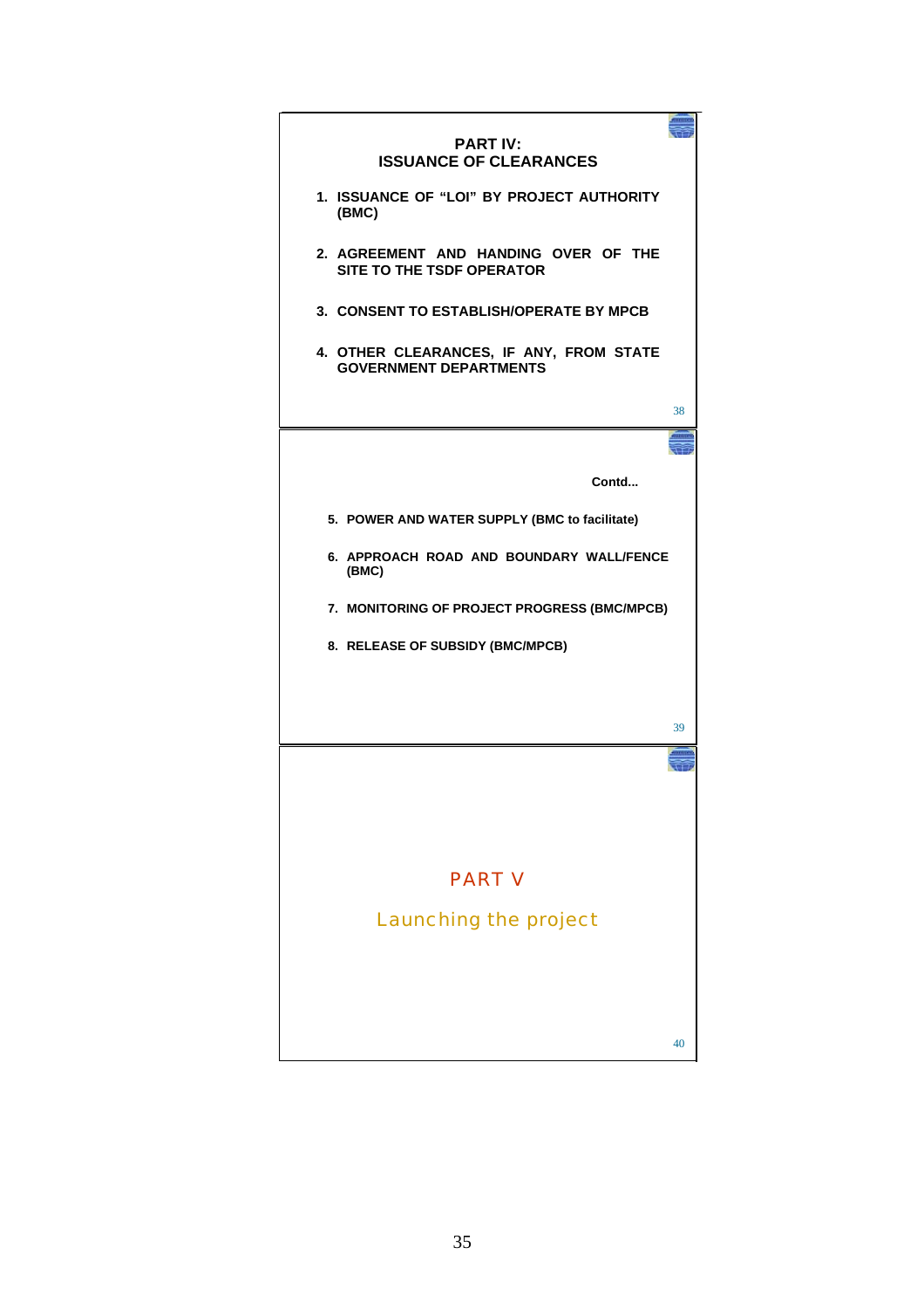## PART IV: ISSUANCE OF CLEARANCES

1. ISSUANCE OF "LOI" BY PROJECT AUTHORITY (BMC)

2. AGREEMENT AND HANDING OVER OF THE SITE TO THE TSDF OPERATOR

3. CONSENT TO ESTABLISH/OPERATE BY MPCB

4. OTHER CLEARANCES, IF ANY, FROM STATE GOVERNMENT DEPARTMENTS

Contd...

5. POWER AND WATER SUPPLY (BMC to facilitate)

6. APPROACH ROAD AND BOUNDARY WALL/FENCE (BMC)

7. MONITORING OF PROJECT PROGRESS (BMC/MPCB)

8. RELEASE OF SUBSIDY (BMC/MPCB)

## PART V

Launching the project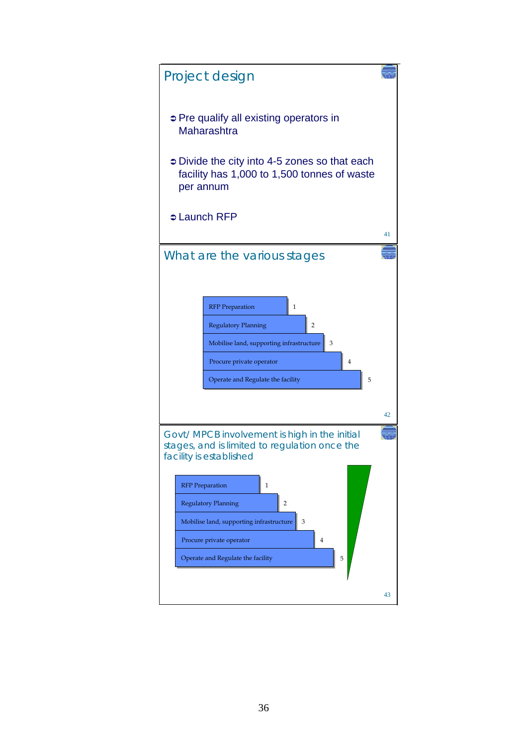## Project design

- Pre qualify all existing operators in Maharashtra
- Divide the city into 4-5 zones so that each facility has 1,000 to 1,500 tonnes of waste per annum
- Launch RFP

## What are the various stages

1. RFP Preparation
2. Regulatory Planning
3. Mobilise land, supporting infrastructure
4. Procure private operator
5. Operate and Regulate the facility

## Govt/ MPCB involvement is high in the initial stages, and is limited to regulation once the facility is established

1. RFP Preparation
2. Regulatory Planning
3. Mobilise land, supporting infrastructure
4. Procure private operator
5. Operate and Regulate the facility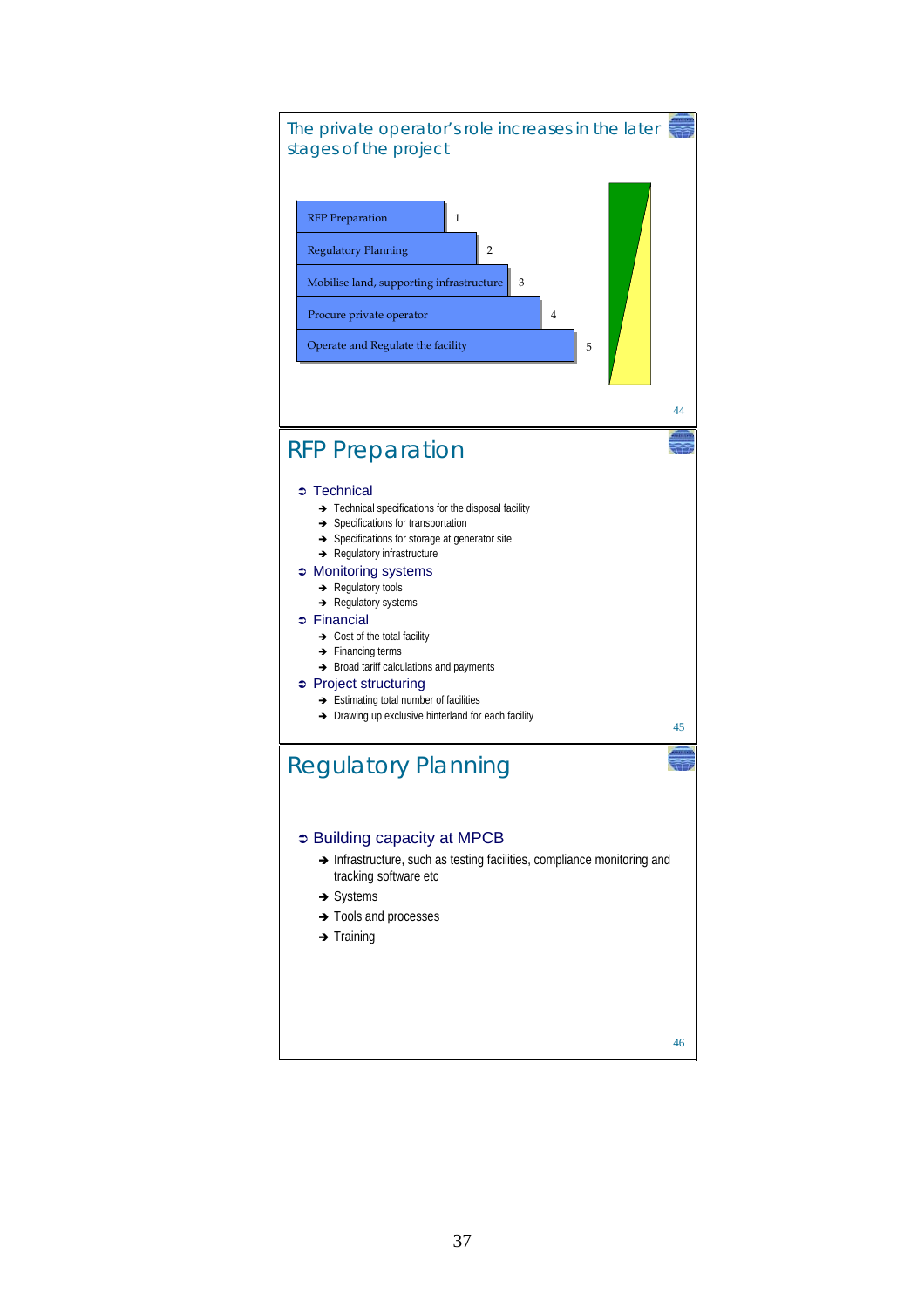## The private operator's role increases in the later stages of the project

| Stage | # |
|---|---|
| RFP Preparation | 1 |
| Regulatory Planning | 2 |
| Mobilise land, supporting infrastructure | 3 |
| Procure private operator | 4 |
| Operate and Regulate the facility | 5 |

## RFP Preparation

- Technical
  - Technical specifications for the disposal facility
  - Specifications for transportation
  - Specifications for storage at generator site
  - Regulatory infrastructure
- Monitoring systems
  - Regulatory tools
  - Regulatory systems
- Financial
  - Cost of the total facility
  - Financing terms
  - Broad tariff calculations and payments
- Project structuring
  - Estimating total number of facilities
  - Drawing up exclusive hinterland for each facility

## Regulatory Planning

- Building capacity at MPCB
  - Infrastructure, such as testing facilities, compliance monitoring and tracking software etc
  - Systems
  - Tools and processes
  - Training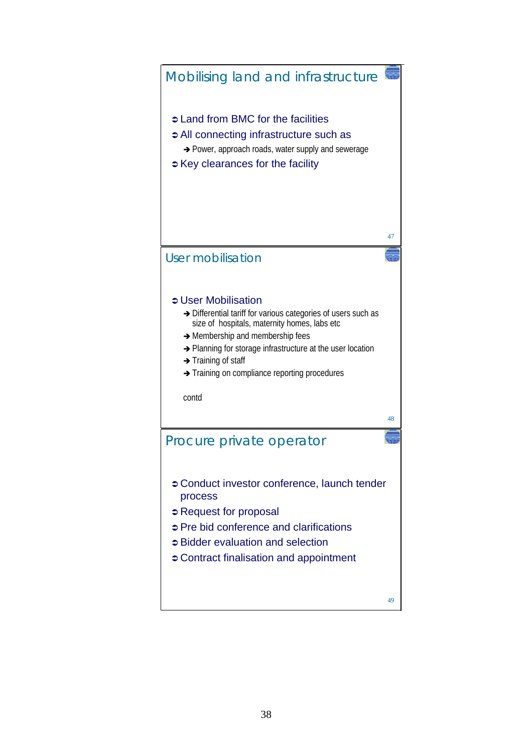## Mobilising land and infrastructure

- Land from BMC for the facilities
- All connecting infrastructure such as
  - Power, approach roads, water supply and sewerage
- Key clearances for the facility

## User mobilisation

- User Mobilisation
  - Differential tariff for various categories of users such as size of hospitals, maternity homes, labs etc
  - Membership and membership fees
  - Planning for storage infrastructure at the user location
  - Training of staff
  - Training on compliance reporting procedures

contd

## Procure private operator

- Conduct investor conference, launch tender process
- Request for proposal
- Pre bid conference and clarifications
- Bidder evaluation and selection
- Contract finalisation and appointment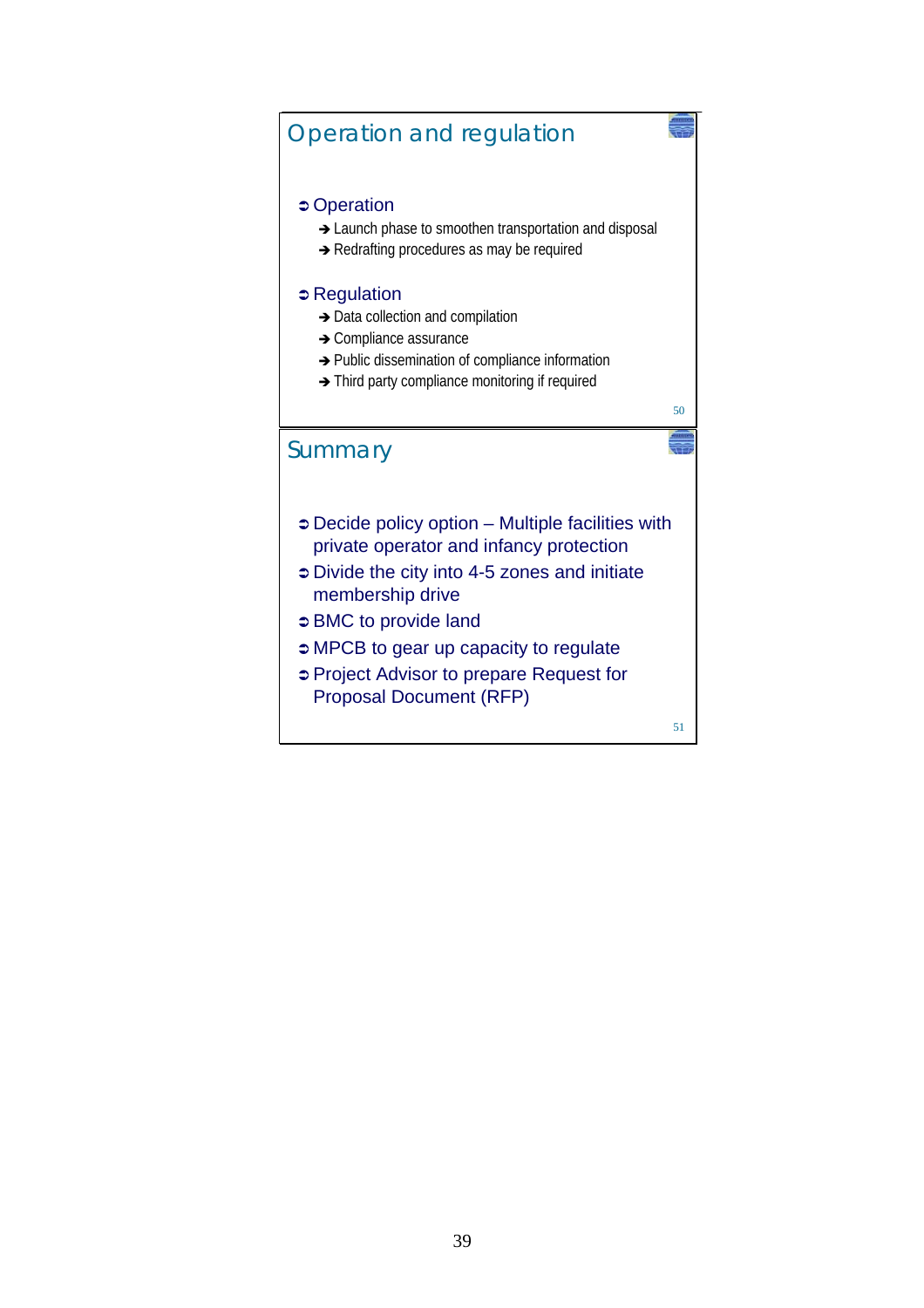## Operation and regulation

- Operation
  - Launch phase to smoothen transportation and disposal
  - Redrafting procedures as may be required
- Regulation
  - Data collection and compilation
  - Compliance assurance
  - Public dissemination of compliance information
  - Third party compliance monitoring if required

## Summary

- Decide policy option – Multiple facilities with private operator and infancy protection
- Divide the city into 4-5 zones and initiate membership drive
- BMC to provide land
- MPCB to gear up capacity to regulate
- Project Advisor to prepare Request for Proposal Document (RFP)